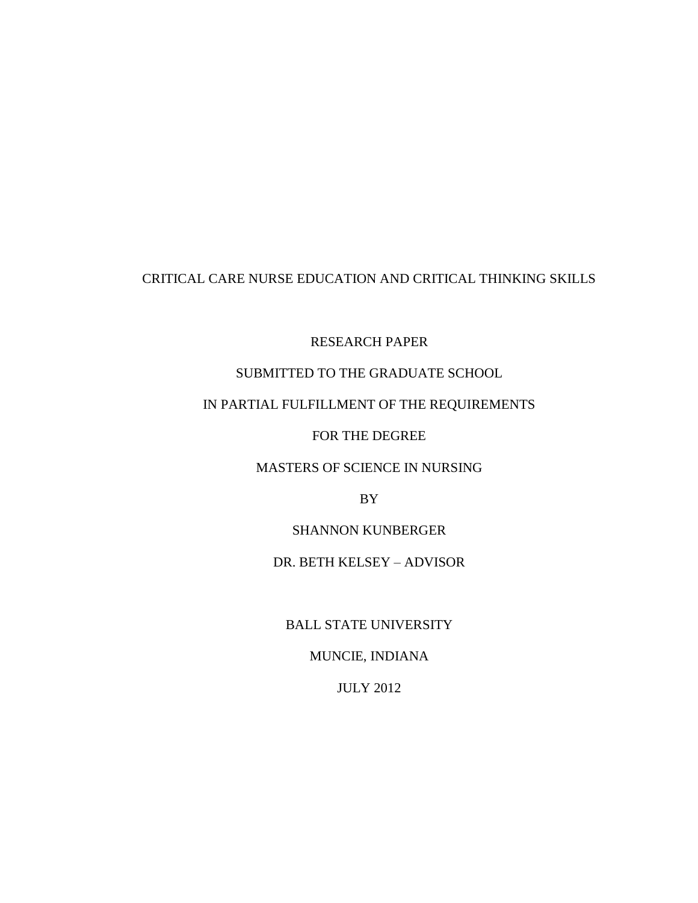# CRITICAL CARE NURSE EDUCATION AND CRITICAL THINKING SKILLS

RESEARCH PAPER

SUBMITTED TO THE GRADUATE SCHOOL

IN PARTIAL FULFILLMENT OF THE REQUIREMENTS

FOR THE DEGREE

MASTERS OF SCIENCE IN NURSING

BY

SHANNON KUNBERGER

DR. BETH KELSEY – ADVISOR

BALL STATE UNIVERSITY

MUNCIE, INDIANA

JULY 2012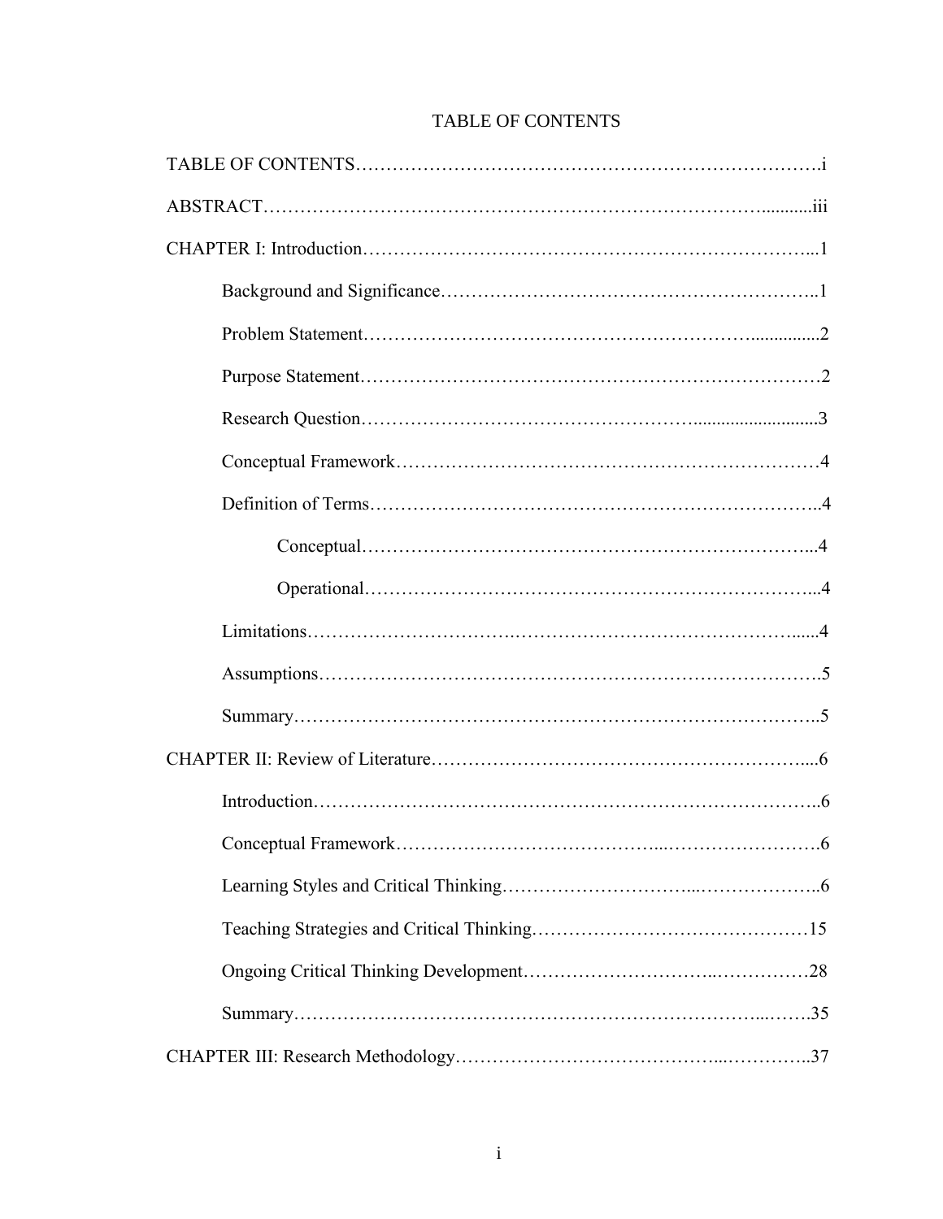# TABLE OF CONTENTS

TABLE OF CONTENTS……………………………………………………………….i

ABSTRACT……………………………………………………………………...........iii

CHAPTER I: Introduction……………………………………………………………...1

- Background and Significance…………………………………………………..1
- Problem Statement…………………………………………………….............2
- Purpose Statement………………………………………………………………2
- Research Question……………………………………………...........................3
- Conceptual Framework…………………………………………………………4
- Definition of Terms……………………………………………………………..4
  - Conceptual……………………………………………………………...4
  - Operational……………………………………………………………...4
- Limitations…………………………….………………………………………......4
- Assumptions……………………………………………………….…………..5
- Summary………………………………………………………………………..5

CHAPTER II: Review of Literature…………………………………………………....6

- Introduction……………………………………………………….……………..6
- Conceptual Framework…………………………………...……………………….6
- Learning Styles and Critical Thinking…………………………...………………..6
- Teaching Strategies and Critical Thinking……….…………………….………15
- Ongoing Critical Thinking Development………………………..……………28
- Summary…………………………………………………………………...…….35

CHAPTER III: Research Methodology…………………………………...…………..37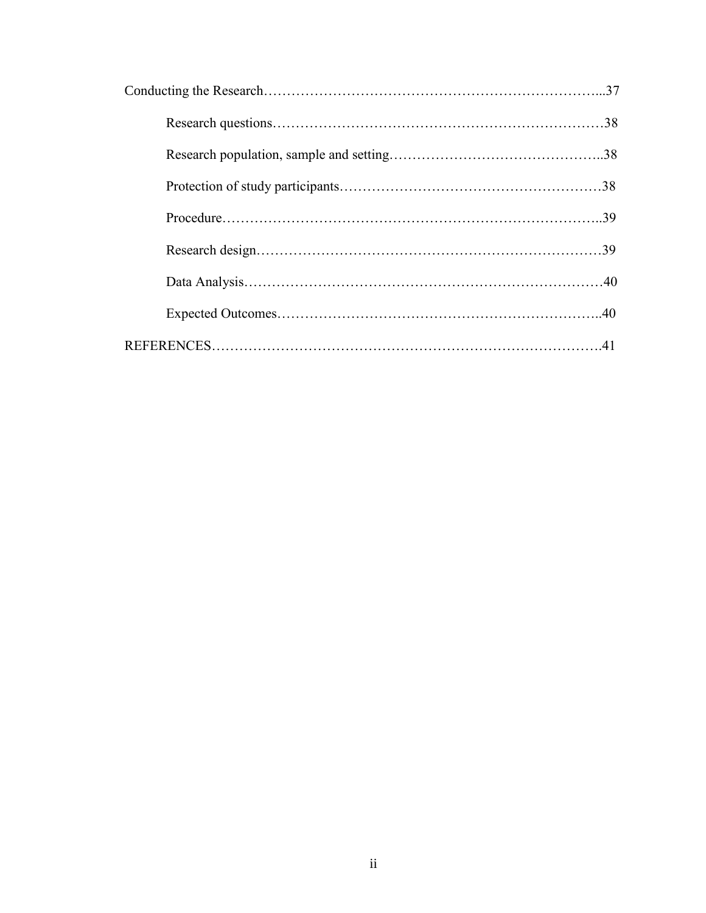Conducting the Research…………………………………………………………………...37

Research questions………………………………………………………………38

Research population, sample and setting……………………………………..38

Protection of study participants…………………………………………………38

Procedure………………………………………………………………………..39

Research design…………………………………………………………………39

Data Analysis……………………………………………………………………40

Expected Outcomes……………………………………………………………..40

REFERENCES……………………………………………………………………………41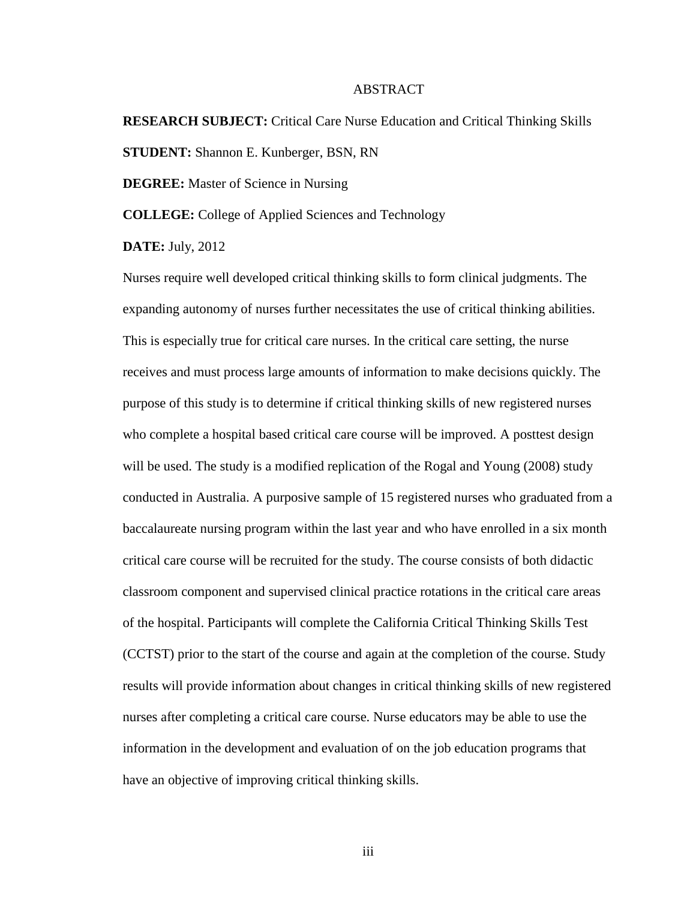# ABSTRACT

**RESEARCH SUBJECT:** Critical Care Nurse Education and Critical Thinking Skills

**STUDENT:** Shannon E. Kunberger, BSN, RN

**DEGREE:** Master of Science in Nursing

**COLLEGE:** College of Applied Sciences and Technology

**DATE:** July, 2012

Nurses require well developed critical thinking skills to form clinical judgments. The expanding autonomy of nurses further necessitates the use of critical thinking abilities. This is especially true for critical care nurses. In the critical care setting, the nurse receives and must process large amounts of information to make decisions quickly. The purpose of this study is to determine if critical thinking skills of new registered nurses who complete a hospital based critical care course will be improved. A posttest design will be used. The study is a modified replication of the Rogal and Young (2008) study conducted in Australia. A purposive sample of 15 registered nurses who graduated from a baccalaureate nursing program within the last year and who have enrolled in a six month critical care course will be recruited for the study. The course consists of both didactic classroom component and supervised clinical practice rotations in the critical care areas of the hospital. Participants will complete the California Critical Thinking Skills Test (CCTST) prior to the start of the course and again at the completion of the course. Study results will provide information about changes in critical thinking skills of new registered nurses after completing a critical care course. Nurse educators may be able to use the information in the development and evaluation of on the job education programs that have an objective of improving critical thinking skills.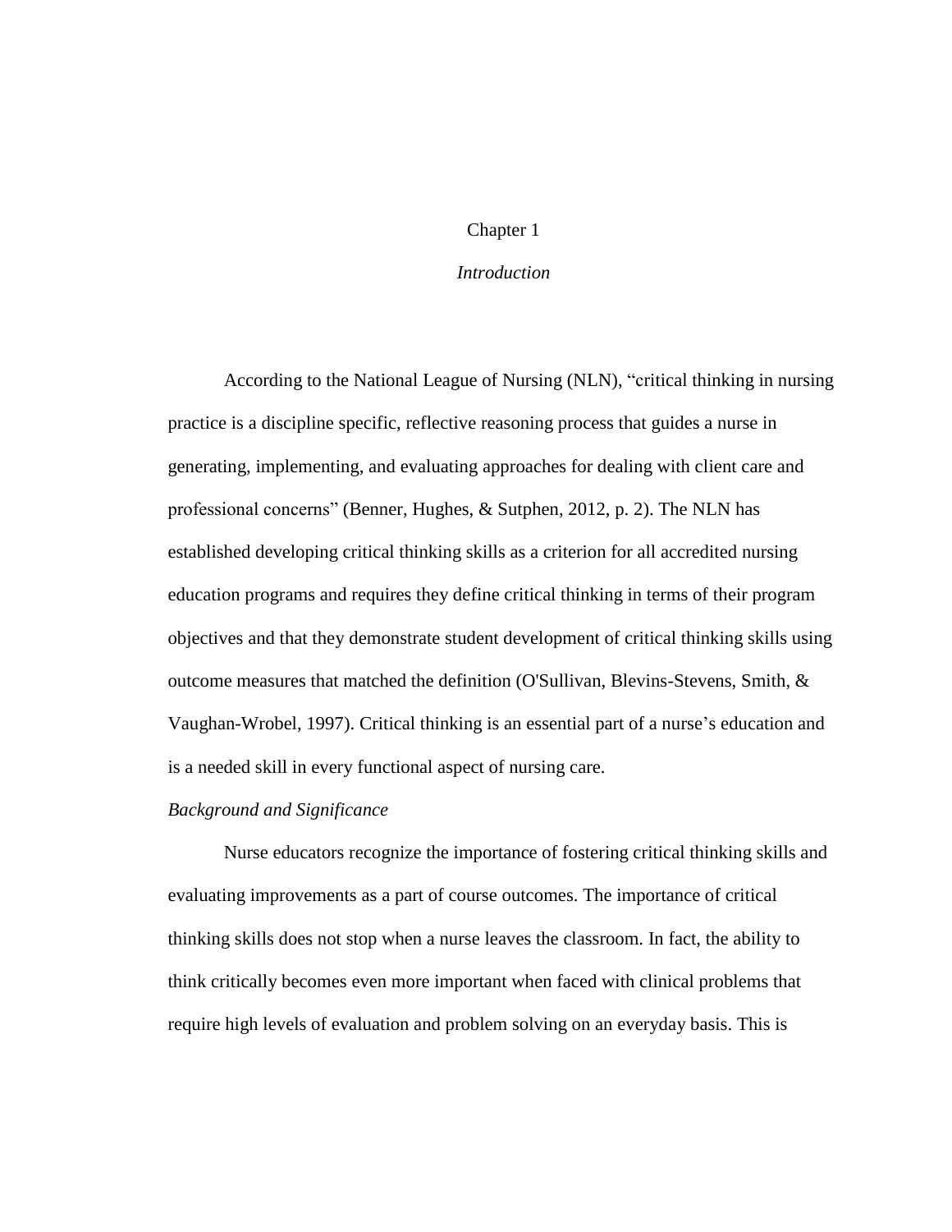# Chapter 1

## *Introduction*

According to the National League of Nursing (NLN), "critical thinking in nursing practice is a discipline specific, reflective reasoning process that guides a nurse in generating, implementing, and evaluating approaches for dealing with client care and professional concerns" (Benner, Hughes, & Sutphen, 2012, p. 2). The NLN has established developing critical thinking skills as a criterion for all accredited nursing education programs and requires they define critical thinking in terms of their program objectives and that they demonstrate student development of critical thinking skills using outcome measures that matched the definition (O'Sullivan, Blevins-Stevens, Smith, & Vaughan-Wrobel, 1997). Critical thinking is an essential part of a nurse's education and is a needed skill in every functional aspect of nursing care.

### *Background and Significance*

Nurse educators recognize the importance of fostering critical thinking skills and evaluating improvements as a part of course outcomes. The importance of critical thinking skills does not stop when a nurse leaves the classroom. In fact, the ability to think critically becomes even more important when faced with clinical problems that require high levels of evaluation and problem solving on an everyday basis. This is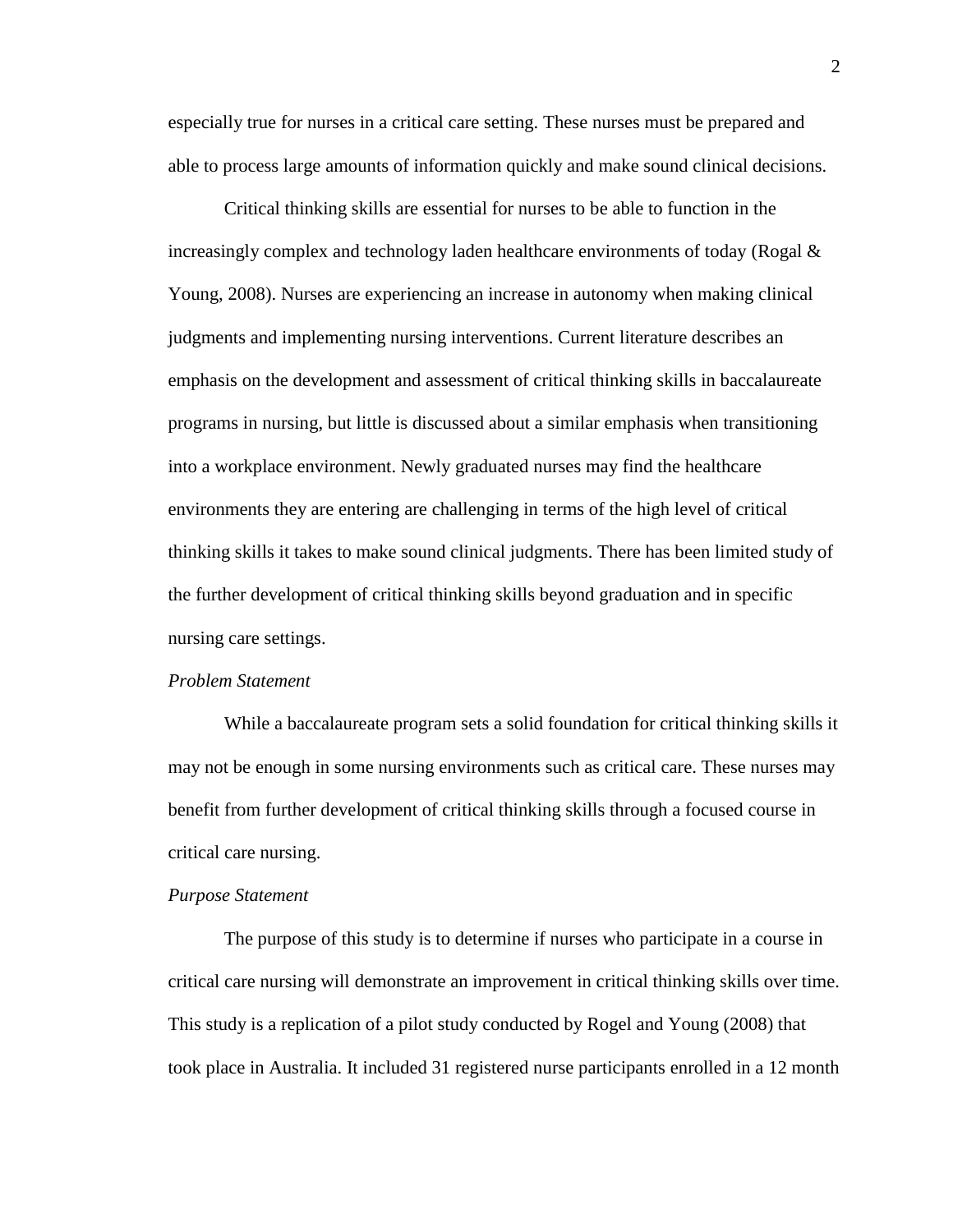especially true for nurses in a critical care setting. These nurses must be prepared and able to process large amounts of information quickly and make sound clinical decisions.

Critical thinking skills are essential for nurses to be able to function in the increasingly complex and technology laden healthcare environments of today (Rogal & Young, 2008). Nurses are experiencing an increase in autonomy when making clinical judgments and implementing nursing interventions. Current literature describes an emphasis on the development and assessment of critical thinking skills in baccalaureate programs in nursing, but little is discussed about a similar emphasis when transitioning into a workplace environment. Newly graduated nurses may find the healthcare environments they are entering are challenging in terms of the high level of critical thinking skills it takes to make sound clinical judgments. There has been limited study of the further development of critical thinking skills beyond graduation and in specific nursing care settings.

*Problem Statement*

While a baccalaureate program sets a solid foundation for critical thinking skills it may not be enough in some nursing environments such as critical care. These nurses may benefit from further development of critical thinking skills through a focused course in critical care nursing.

*Purpose Statement*

The purpose of this study is to determine if nurses who participate in a course in critical care nursing will demonstrate an improvement in critical thinking skills over time. This study is a replication of a pilot study conducted by Rogel and Young (2008) that took place in Australia. It included 31 registered nurse participants enrolled in a 12 month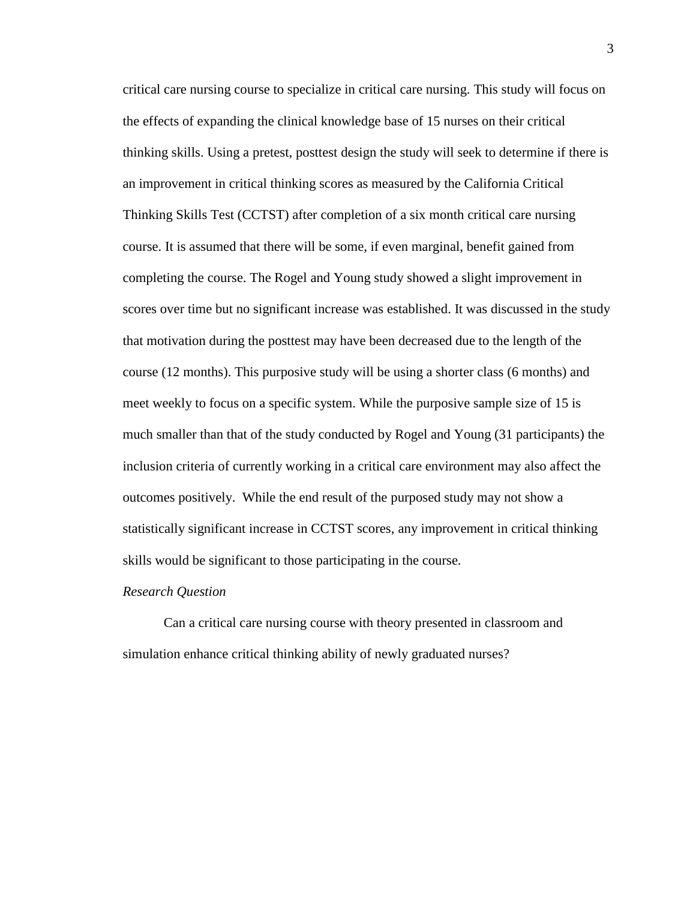critical care nursing course to specialize in critical care nursing. This study will focus on the effects of expanding the clinical knowledge base of 15 nurses on their critical thinking skills. Using a pretest, posttest design the study will seek to determine if there is an improvement in critical thinking scores as measured by the California Critical Thinking Skills Test (CCTST) after completion of a six month critical care nursing course. It is assumed that there will be some, if even marginal, benefit gained from completing the course. The Rogel and Young study showed a slight improvement in scores over time but no significant increase was established. It was discussed in the study that motivation during the posttest may have been decreased due to the length of the course (12 months). This purposive study will be using a shorter class (6 months) and meet weekly to focus on a specific system. While the purposive sample size of 15 is much smaller than that of the study conducted by Rogel and Young (31 participants) the inclusion criteria of currently working in a critical care environment may also affect the outcomes positively. While the end result of the purposed study may not show a statistically significant increase in CCTST scores, any improvement in critical thinking skills would be significant to those participating in the course.

*Research Question*

Can a critical care nursing course with theory presented in classroom and simulation enhance critical thinking ability of newly graduated nurses?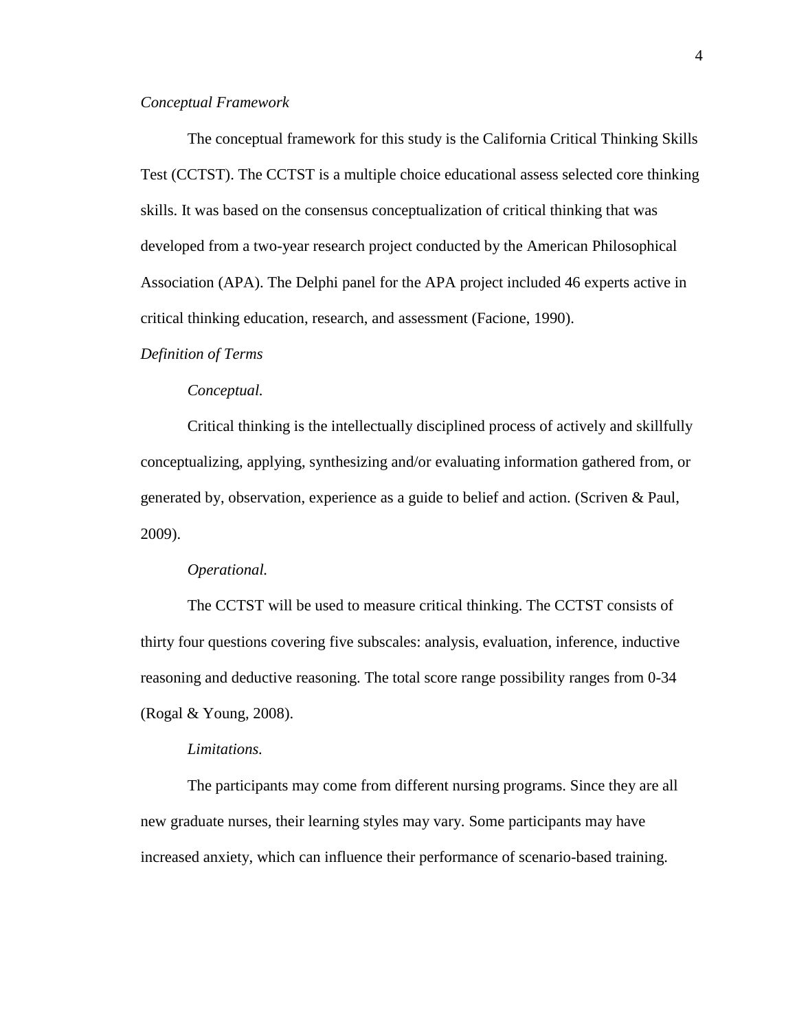*Conceptual Framework*

The conceptual framework for this study is the California Critical Thinking Skills Test (CCTST). The CCTST is a multiple choice educational assess selected core thinking skills. It was based on the consensus conceptualization of critical thinking that was developed from a two-year research project conducted by the American Philosophical Association (APA). The Delphi panel for the APA project included 46 experts active in critical thinking education, research, and assessment (Facione, 1990).

*Definition of Terms*

*Conceptual.*

Critical thinking is the intellectually disciplined process of actively and skillfully conceptualizing, applying, synthesizing and/or evaluating information gathered from, or generated by, observation, experience as a guide to belief and action. (Scriven & Paul, 2009).

*Operational.*

The CCTST will be used to measure critical thinking. The CCTST consists of thirty four questions covering five subscales: analysis, evaluation, inference, inductive reasoning and deductive reasoning. The total score range possibility ranges from 0-34 (Rogal & Young, 2008).

*Limitations.*

The participants may come from different nursing programs. Since they are all new graduate nurses, their learning styles may vary. Some participants may have increased anxiety, which can influence their performance of scenario-based training.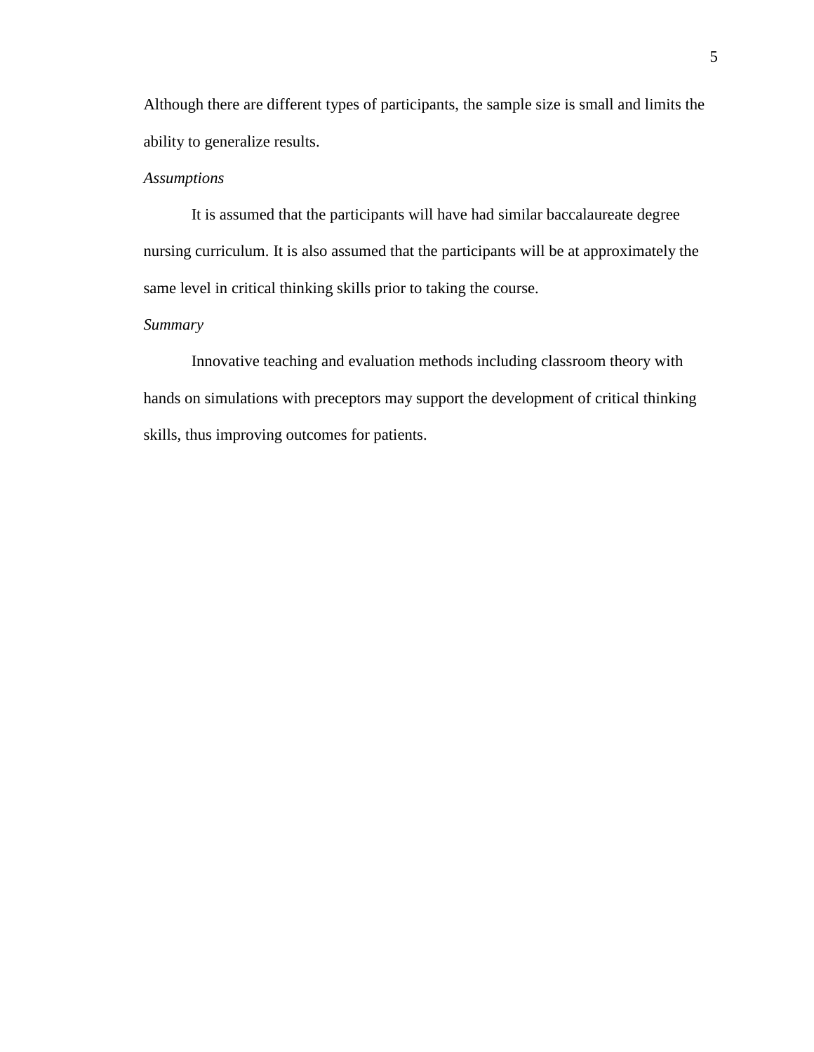Although there are different types of participants, the sample size is small and limits the ability to generalize results.

### *Assumptions*

It is assumed that the participants will have had similar baccalaureate degree nursing curriculum. It is also assumed that the participants will be at approximately the same level in critical thinking skills prior to taking the course.

### *Summary*

Innovative teaching and evaluation methods including classroom theory with hands on simulations with preceptors may support the development of critical thinking skills, thus improving outcomes for patients.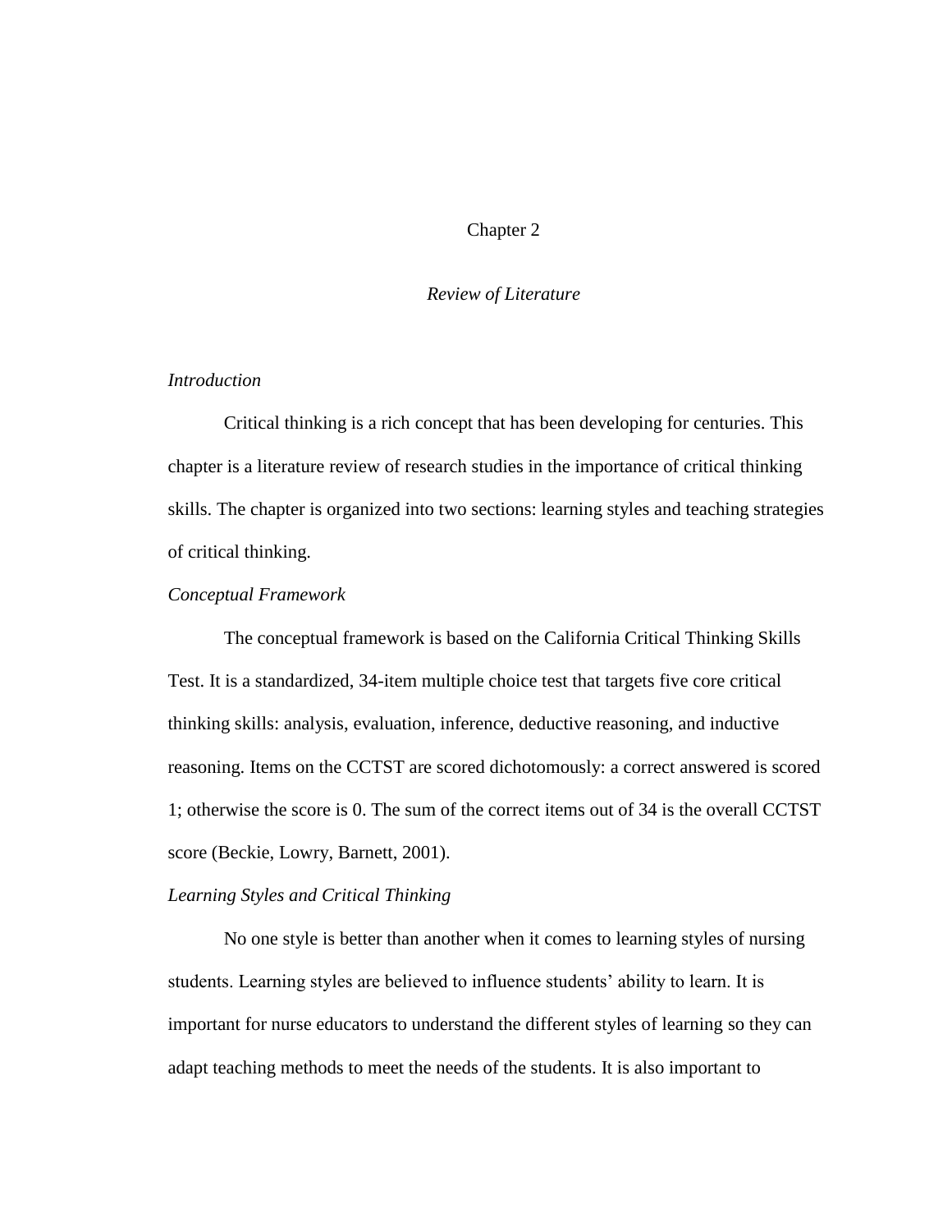# Chapter 2

## *Review of Literature*

### *Introduction*

Critical thinking is a rich concept that has been developing for centuries. This chapter is a literature review of research studies in the importance of critical thinking skills. The chapter is organized into two sections: learning styles and teaching strategies of critical thinking.

### *Conceptual Framework*

The conceptual framework is based on the California Critical Thinking Skills Test. It is a standardized, 34-item multiple choice test that targets five core critical thinking skills: analysis, evaluation, inference, deductive reasoning, and inductive reasoning. Items on the CCTST are scored dichotomously: a correct answered is scored 1; otherwise the score is 0. The sum of the correct items out of 34 is the overall CCTST score (Beckie, Lowry, Barnett, 2001).

### *Learning Styles and Critical Thinking*

No one style is better than another when it comes to learning styles of nursing students. Learning styles are believed to influence students' ability to learn. It is important for nurse educators to understand the different styles of learning so they can adapt teaching methods to meet the needs of the students. It is also important to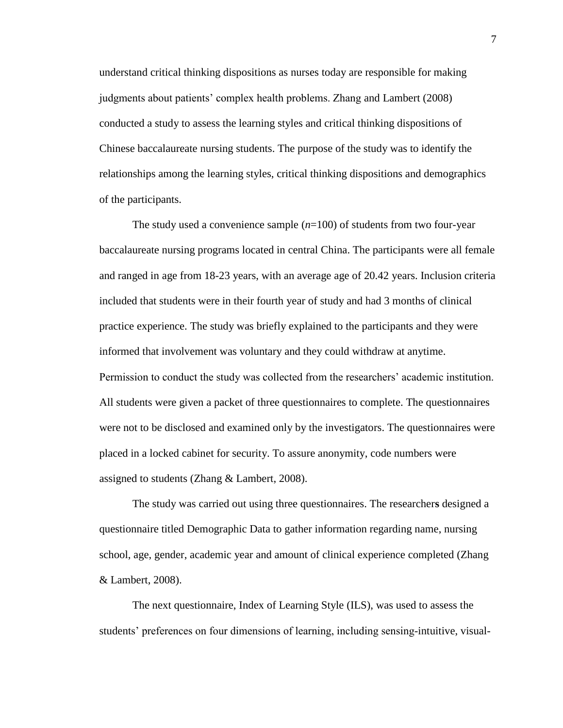understand critical thinking dispositions as nurses today are responsible for making judgments about patients' complex health problems. Zhang and Lambert (2008) conducted a study to assess the learning styles and critical thinking dispositions of Chinese baccalaureate nursing students. The purpose of the study was to identify the relationships among the learning styles, critical thinking dispositions and demographics of the participants.

The study used a convenience sample (*n*=100) of students from two four-year baccalaureate nursing programs located in central China. The participants were all female and ranged in age from 18-23 years, with an average age of 20.42 years. Inclusion criteria included that students were in their fourth year of study and had 3 months of clinical practice experience. The study was briefly explained to the participants and they were informed that involvement was voluntary and they could withdraw at anytime. Permission to conduct the study was collected from the researchers' academic institution. All students were given a packet of three questionnaires to complete. The questionnaires were not to be disclosed and examined only by the investigators. The questionnaires were placed in a locked cabinet for security. To assure anonymity, code numbers were assigned to students (Zhang & Lambert, 2008).

The study was carried out using three questionnaires. The researchers designed a questionnaire titled Demographic Data to gather information regarding name, nursing school, age, gender, academic year and amount of clinical experience completed (Zhang & Lambert, 2008).

The next questionnaire, Index of Learning Style (ILS), was used to assess the students' preferences on four dimensions of learning, including sensing-intuitive, visual-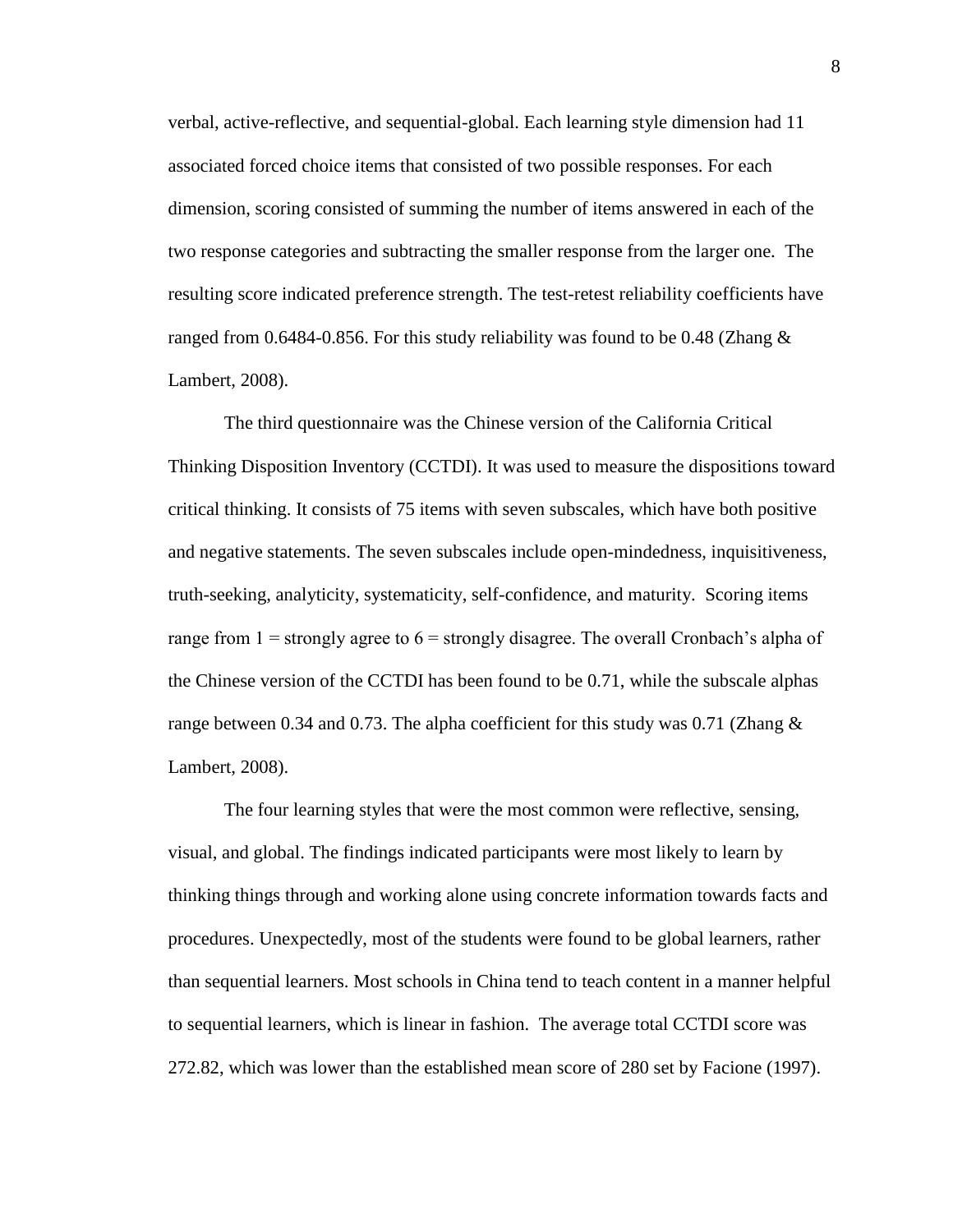verbal, active-reflective, and sequential-global. Each learning style dimension had 11 associated forced choice items that consisted of two possible responses. For each dimension, scoring consisted of summing the number of items answered in each of the two response categories and subtracting the smaller response from the larger one. The resulting score indicated preference strength. The test-retest reliability coefficients have ranged from 0.6484-0.856. For this study reliability was found to be 0.48 (Zhang & Lambert, 2008).

The third questionnaire was the Chinese version of the California Critical Thinking Disposition Inventory (CCTDI). It was used to measure the dispositions toward critical thinking. It consists of 75 items with seven subscales, which have both positive and negative statements. The seven subscales include open-mindedness, inquisitiveness, truth-seeking, analyticity, systematicity, self-confidence, and maturity. Scoring items range from 1 = strongly agree to 6 = strongly disagree. The overall Cronbach's alpha of the Chinese version of the CCTDI has been found to be 0.71, while the subscale alphas range between 0.34 and 0.73. The alpha coefficient for this study was 0.71 (Zhang & Lambert, 2008).

The four learning styles that were the most common were reflective, sensing, visual, and global. The findings indicated participants were most likely to learn by thinking things through and working alone using concrete information towards facts and procedures. Unexpectedly, most of the students were found to be global learners, rather than sequential learners. Most schools in China tend to teach content in a manner helpful to sequential learners, which is linear in fashion. The average total CCTDI score was 272.82, which was lower than the established mean score of 280 set by Facione (1997).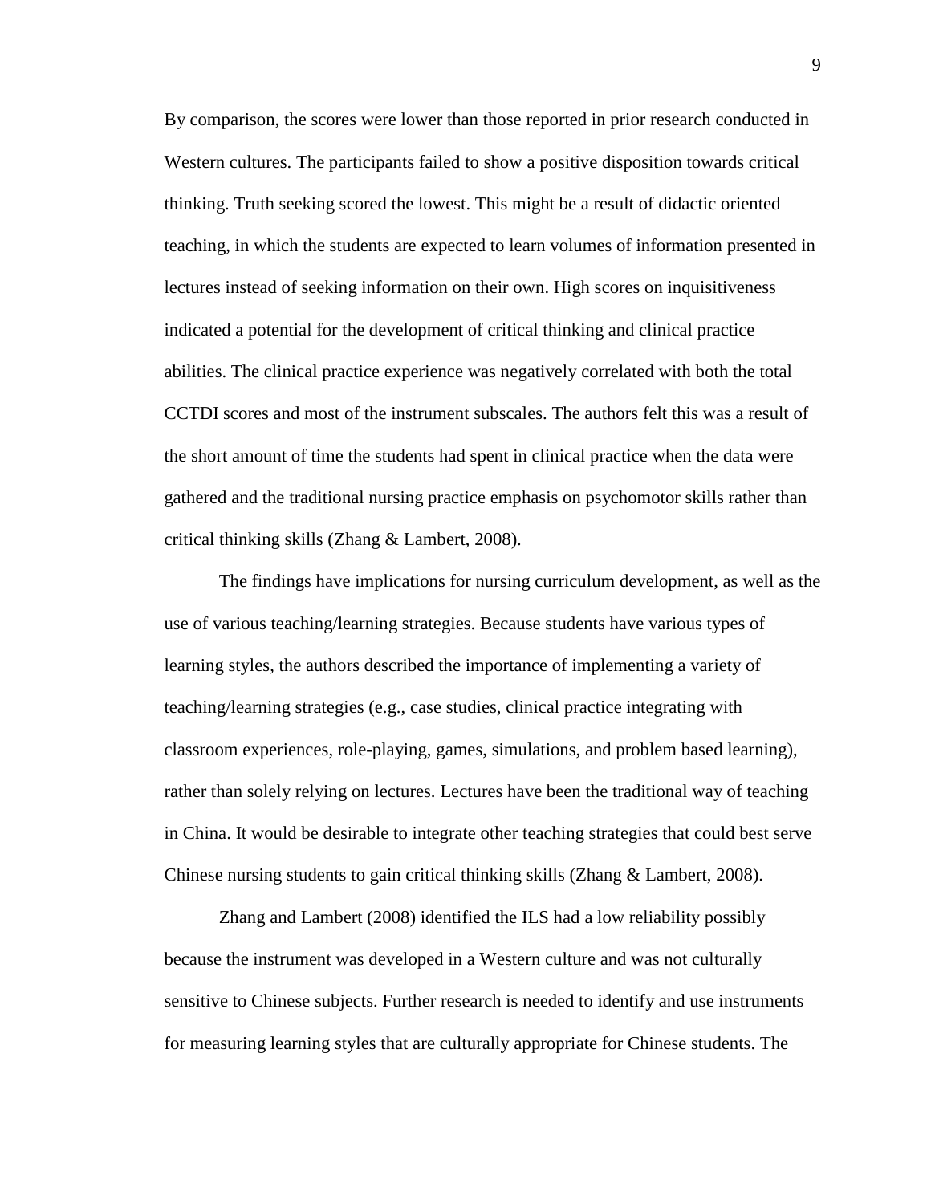By comparison, the scores were lower than those reported in prior research conducted in Western cultures. The participants failed to show a positive disposition towards critical thinking. Truth seeking scored the lowest. This might be a result of didactic oriented teaching, in which the students are expected to learn volumes of information presented in lectures instead of seeking information on their own. High scores on inquisitiveness indicated a potential for the development of critical thinking and clinical practice abilities. The clinical practice experience was negatively correlated with both the total CCTDI scores and most of the instrument subscales. The authors felt this was a result of the short amount of time the students had spent in clinical practice when the data were gathered and the traditional nursing practice emphasis on psychomotor skills rather than critical thinking skills (Zhang & Lambert, 2008).

The findings have implications for nursing curriculum development, as well as the use of various teaching/learning strategies. Because students have various types of learning styles, the authors described the importance of implementing a variety of teaching/learning strategies (e.g., case studies, clinical practice integrating with classroom experiences, role-playing, games, simulations, and problem based learning), rather than solely relying on lectures. Lectures have been the traditional way of teaching in China. It would be desirable to integrate other teaching strategies that could best serve Chinese nursing students to gain critical thinking skills (Zhang & Lambert, 2008).

Zhang and Lambert (2008) identified the ILS had a low reliability possibly because the instrument was developed in a Western culture and was not culturally sensitive to Chinese subjects. Further research is needed to identify and use instruments for measuring learning styles that are culturally appropriate for Chinese students. The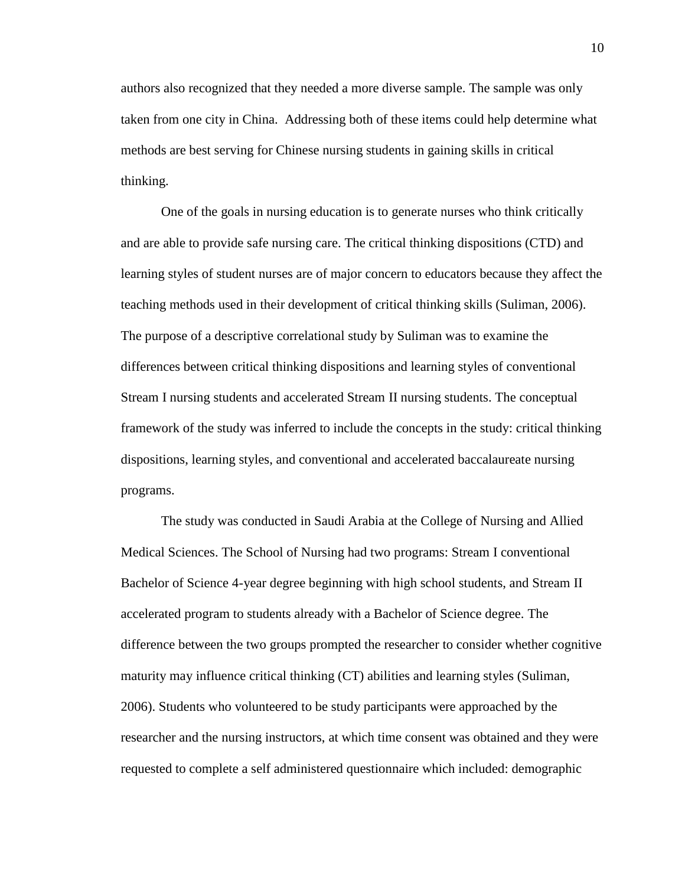authors also recognized that they needed a more diverse sample. The sample was only taken from one city in China.  Addressing both of these items could help determine what methods are best serving for Chinese nursing students in gaining skills in critical thinking.

One of the goals in nursing education is to generate nurses who think critically and are able to provide safe nursing care. The critical thinking dispositions (CTD) and learning styles of student nurses are of major concern to educators because they affect the teaching methods used in their development of critical thinking skills (Suliman, 2006). The purpose of a descriptive correlational study by Suliman was to examine the differences between critical thinking dispositions and learning styles of conventional Stream I nursing students and accelerated Stream II nursing students. The conceptual framework of the study was inferred to include the concepts in the study: critical thinking dispositions, learning styles, and conventional and accelerated baccalaureate nursing programs.

The study was conducted in Saudi Arabia at the College of Nursing and Allied Medical Sciences. The School of Nursing had two programs: Stream I conventional Bachelor of Science 4-year degree beginning with high school students, and Stream II accelerated program to students already with a Bachelor of Science degree. The difference between the two groups prompted the researcher to consider whether cognitive maturity may influence critical thinking (CT) abilities and learning styles (Suliman, 2006). Students who volunteered to be study participants were approached by the researcher and the nursing instructors, at which time consent was obtained and they were requested to complete a self administered questionnaire which included: demographic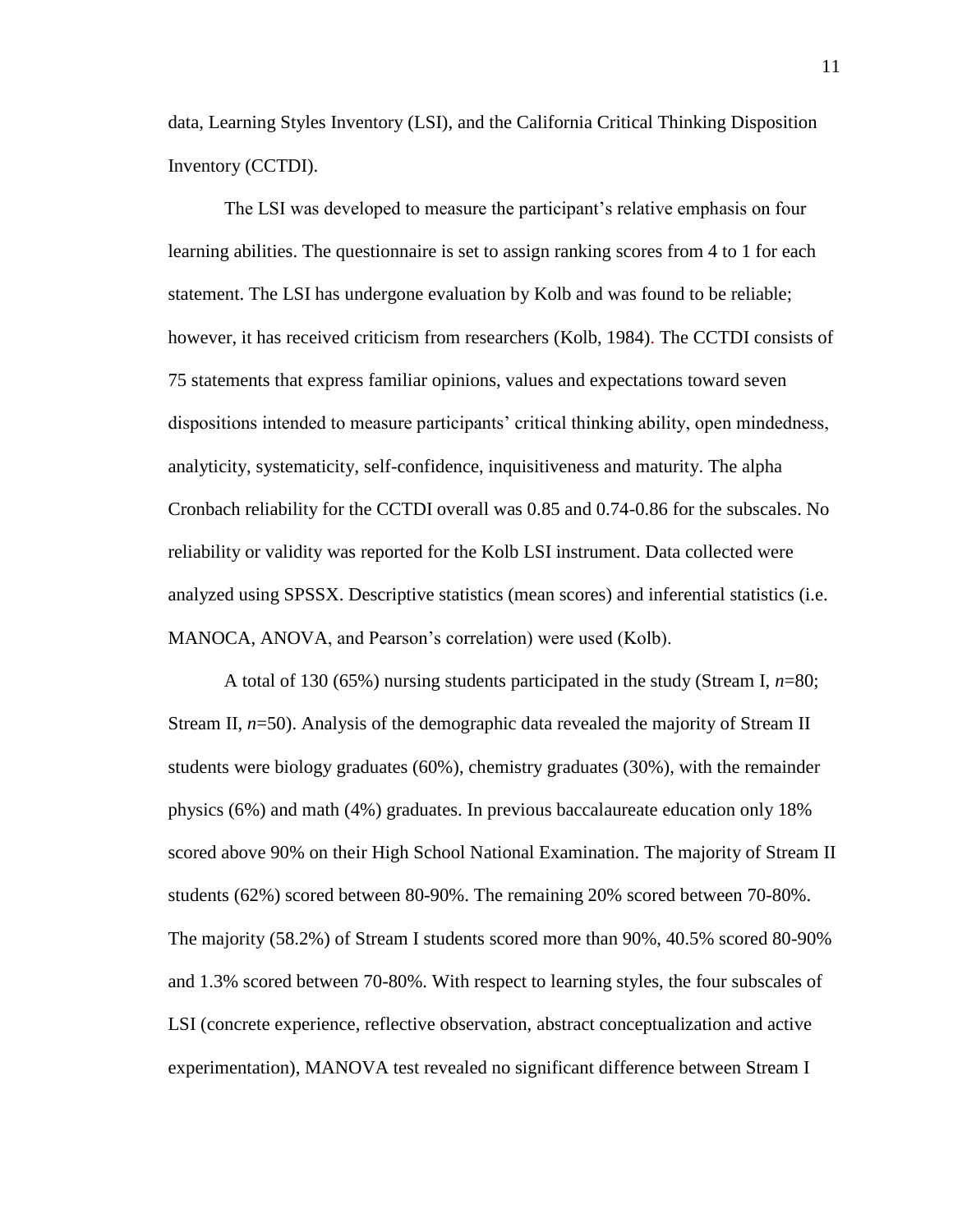data, Learning Styles Inventory (LSI), and the California Critical Thinking Disposition Inventory (CCTDI).

The LSI was developed to measure the participant's relative emphasis on four learning abilities. The questionnaire is set to assign ranking scores from 4 to 1 for each statement. The LSI has undergone evaluation by Kolb and was found to be reliable; however, it has received criticism from researchers (Kolb, 1984). The CCTDI consists of 75 statements that express familiar opinions, values and expectations toward seven dispositions intended to measure participants' critical thinking ability, open mindedness, analyticity, systematicity, self-confidence, inquisitiveness and maturity. The alpha Cronbach reliability for the CCTDI overall was 0.85 and 0.74-0.86 for the subscales. No reliability or validity was reported for the Kolb LSI instrument. Data collected were analyzed using SPSSX. Descriptive statistics (mean scores) and inferential statistics (i.e. MANOCA, ANOVA, and Pearson's correlation) were used (Kolb).

A total of 130 (65%) nursing students participated in the study (Stream I, $n$=80; Stream II, $n$=50). Analysis of the demographic data revealed the majority of Stream II students were biology graduates (60%), chemistry graduates (30%), with the remainder physics (6%) and math (4%) graduates. In previous baccalaureate education only 18% scored above 90% on their High School National Examination. The majority of Stream II students (62%) scored between 80-90%. The remaining 20% scored between 70-80%. The majority (58.2%) of Stream I students scored more than 90%, 40.5% scored 80-90% and 1.3% scored between 70-80%. With respect to learning styles, the four subscales of LSI (concrete experience, reflective observation, abstract conceptualization and active experimentation), MANOVA test revealed no significant difference between Stream I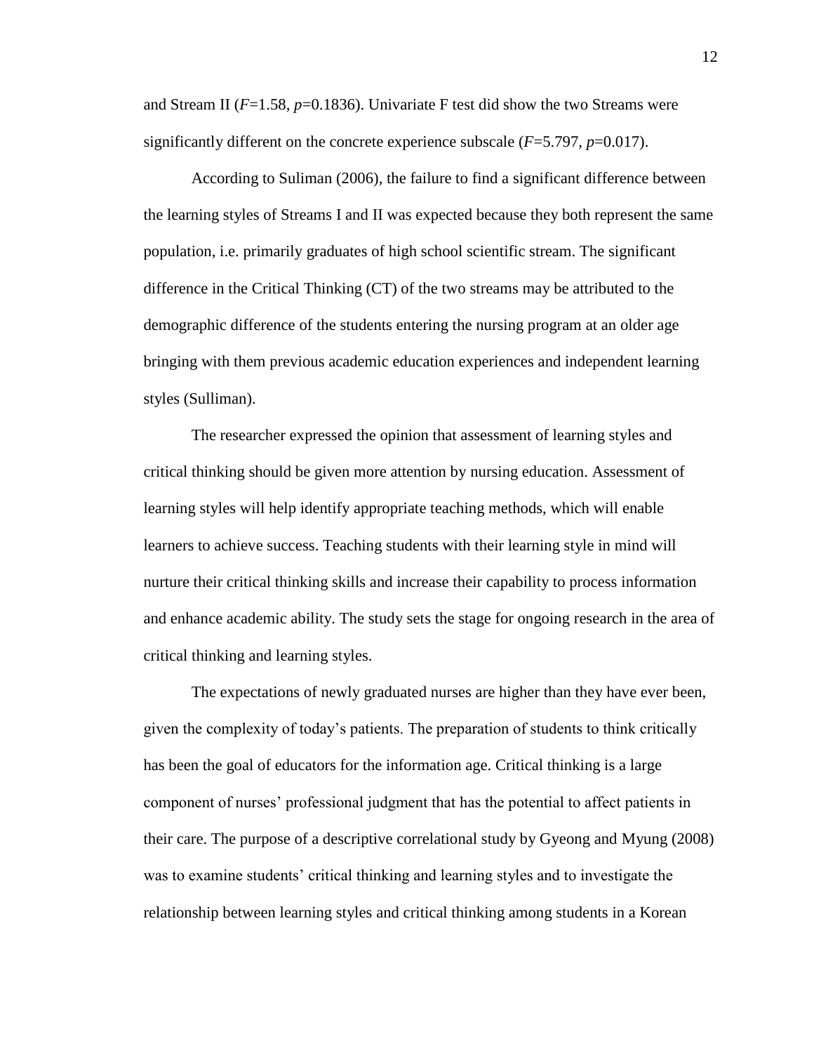and Stream II ($F$=1.58, $p$=0.1836). Univariate F test did show the two Streams were significantly different on the concrete experience subscale ($F$=5.797, $p$=0.017).

According to Suliman (2006), the failure to find a significant difference between the learning styles of Streams I and II was expected because they both represent the same population, i.e. primarily graduates of high school scientific stream. The significant difference in the Critical Thinking (CT) of the two streams may be attributed to the demographic difference of the students entering the nursing program at an older age bringing with them previous academic education experiences and independent learning styles (Sulliman).

The researcher expressed the opinion that assessment of learning styles and critical thinking should be given more attention by nursing education. Assessment of learning styles will help identify appropriate teaching methods, which will enable learners to achieve success. Teaching students with their learning style in mind will nurture their critical thinking skills and increase their capability to process information and enhance academic ability. The study sets the stage for ongoing research in the area of critical thinking and learning styles.

The expectations of newly graduated nurses are higher than they have ever been, given the complexity of today's patients. The preparation of students to think critically has been the goal of educators for the information age. Critical thinking is a large component of nurses' professional judgment that has the potential to affect patients in their care. The purpose of a descriptive correlational study by Gyeong and Myung (2008) was to examine students' critical thinking and learning styles and to investigate the relationship between learning styles and critical thinking among students in a Korean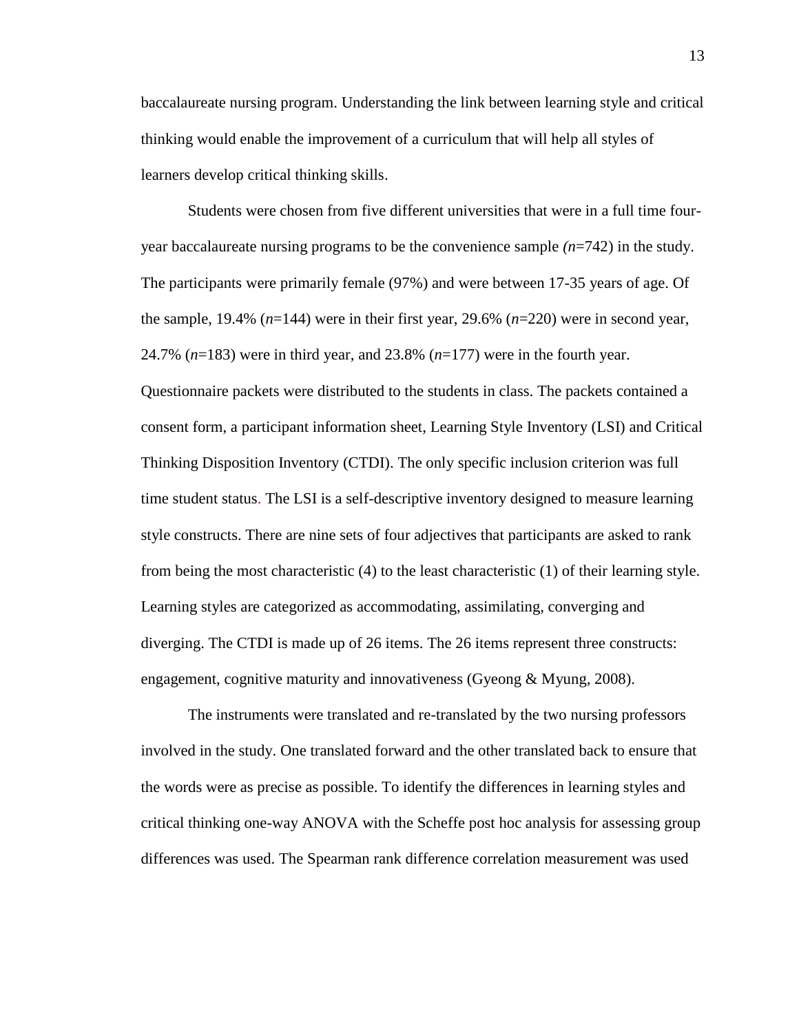baccalaureate nursing program. Understanding the link between learning style and critical thinking would enable the improvement of a curriculum that will help all styles of learners develop critical thinking skills.

Students were chosen from five different universities that were in a full time four-year baccalaureate nursing programs to be the convenience sample *(n*=742) in the study. The participants were primarily female (97%) and were between 17-35 years of age. Of the sample, 19.4% (*n*=144) were in their first year, 29.6% (*n*=220) were in second year, 24.7% (*n*=183) were in third year, and 23.8% (*n*=177) were in the fourth year. Questionnaire packets were distributed to the students in class. The packets contained a consent form, a participant information sheet, Learning Style Inventory (LSI) and Critical Thinking Disposition Inventory (CTDI). The only specific inclusion criterion was full time student status. The LSI is a self-descriptive inventory designed to measure learning style constructs. There are nine sets of four adjectives that participants are asked to rank from being the most characteristic (4) to the least characteristic (1) of their learning style. Learning styles are categorized as accommodating, assimilating, converging and diverging. The CTDI is made up of 26 items. The 26 items represent three constructs: engagement, cognitive maturity and innovativeness (Gyeong & Myung, 2008).

The instruments were translated and re-translated by the two nursing professors involved in the study. One translated forward and the other translated back to ensure that the words were as precise as possible. To identify the differences in learning styles and critical thinking one-way ANOVA with the Scheffe post hoc analysis for assessing group differences was used. The Spearman rank difference correlation measurement was used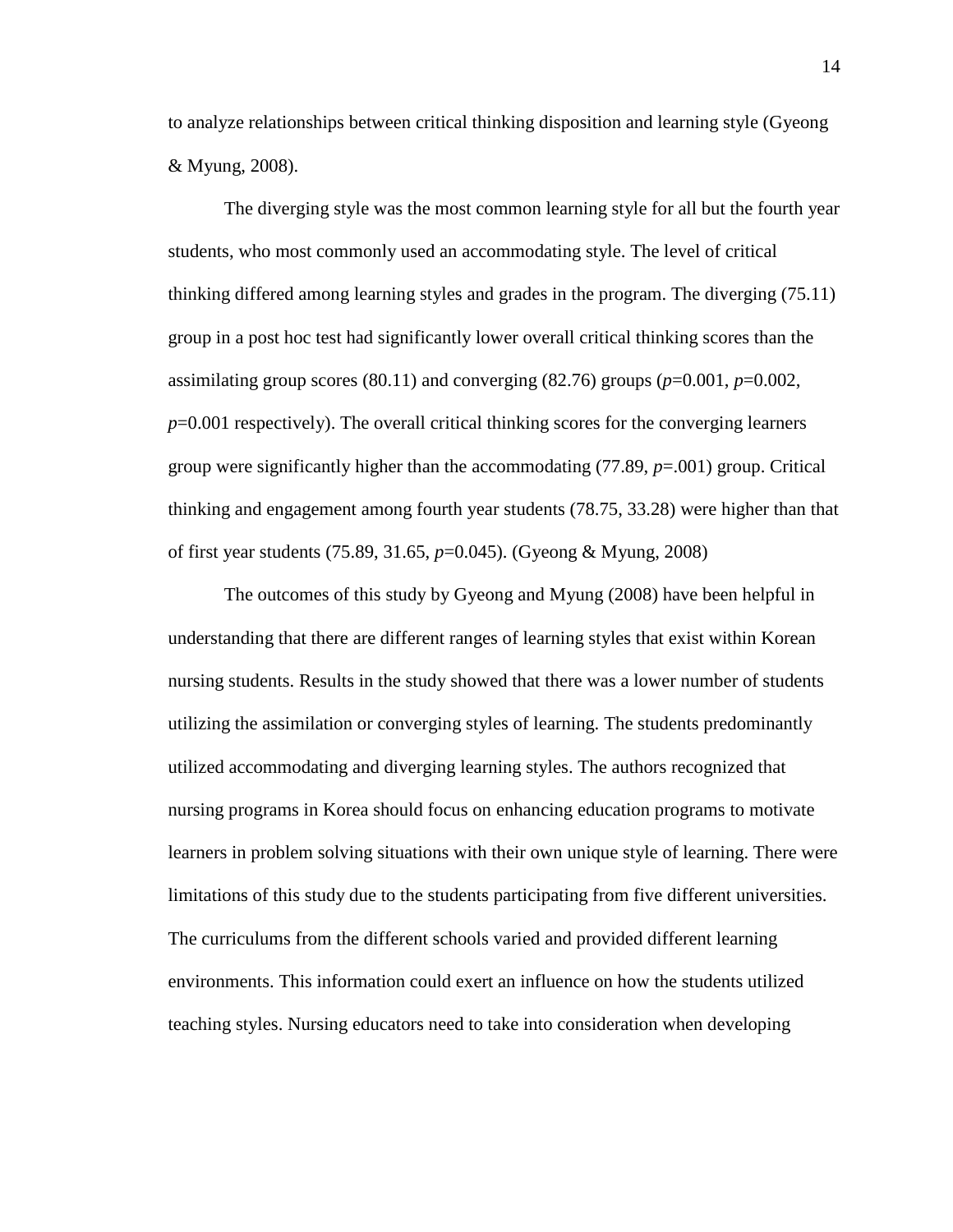to analyze relationships between critical thinking disposition and learning style (Gyeong & Myung, 2008).

The diverging style was the most common learning style for all but the fourth year students, who most commonly used an accommodating style. The level of critical thinking differed among learning styles and grades in the program. The diverging (75.11) group in a post hoc test had significantly lower overall critical thinking scores than the assimilating group scores (80.11) and converging (82.76) groups ($p$=0.001, $p$=0.002, $p$=0.001 respectively). The overall critical thinking scores for the converging learners group were significantly higher than the accommodating (77.89, $p$=.001) group. Critical thinking and engagement among fourth year students (78.75, 33.28) were higher than that of first year students (75.89, 31.65, $p$=0.045). (Gyeong & Myung, 2008)

The outcomes of this study by Gyeong and Myung (2008) have been helpful in understanding that there are different ranges of learning styles that exist within Korean nursing students. Results in the study showed that there was a lower number of students utilizing the assimilation or converging styles of learning. The students predominantly utilized accommodating and diverging learning styles. The authors recognized that nursing programs in Korea should focus on enhancing education programs to motivate learners in problem solving situations with their own unique style of learning. There were limitations of this study due to the students participating from five different universities. The curriculums from the different schools varied and provided different learning environments. This information could exert an influence on how the students utilized teaching styles. Nursing educators need to take into consideration when developing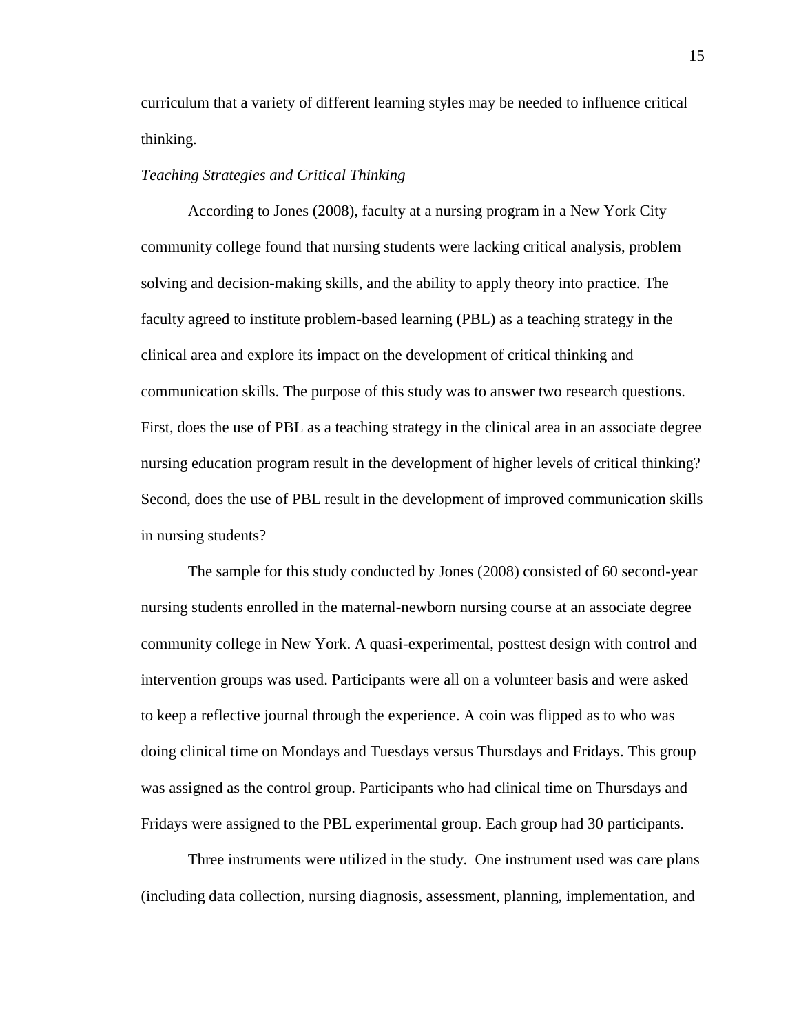curriculum that a variety of different learning styles may be needed to influence critical thinking.

### *Teaching Strategies and Critical Thinking*

According to Jones (2008), faculty at a nursing program in a New York City community college found that nursing students were lacking critical analysis, problem solving and decision-making skills, and the ability to apply theory into practice. The faculty agreed to institute problem-based learning (PBL) as a teaching strategy in the clinical area and explore its impact on the development of critical thinking and communication skills. The purpose of this study was to answer two research questions. First, does the use of PBL as a teaching strategy in the clinical area in an associate degree nursing education program result in the development of higher levels of critical thinking? Second, does the use of PBL result in the development of improved communication skills in nursing students?

The sample for this study conducted by Jones (2008) consisted of 60 second-year nursing students enrolled in the maternal-newborn nursing course at an associate degree community college in New York. A quasi-experimental, posttest design with control and intervention groups was used. Participants were all on a volunteer basis and were asked to keep a reflective journal through the experience. A coin was flipped as to who was doing clinical time on Mondays and Tuesdays versus Thursdays and Fridays. This group was assigned as the control group. Participants who had clinical time on Thursdays and Fridays were assigned to the PBL experimental group. Each group had 30 participants.

Three instruments were utilized in the study. One instrument used was care plans (including data collection, nursing diagnosis, assessment, planning, implementation, and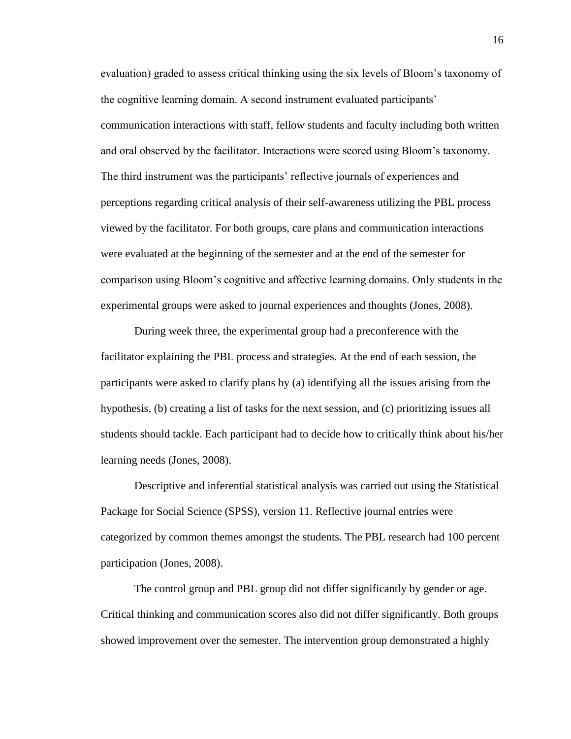evaluation) graded to assess critical thinking using the six levels of Bloom's taxonomy of the cognitive learning domain. A second instrument evaluated participants' communication interactions with staff, fellow students and faculty including both written and oral observed by the facilitator. Interactions were scored using Bloom's taxonomy. The third instrument was the participants' reflective journals of experiences and perceptions regarding critical analysis of their self-awareness utilizing the PBL process viewed by the facilitator. For both groups, care plans and communication interactions were evaluated at the beginning of the semester and at the end of the semester for comparison using Bloom's cognitive and affective learning domains. Only students in the experimental groups were asked to journal experiences and thoughts (Jones, 2008).

During week three, the experimental group had a preconference with the facilitator explaining the PBL process and strategies. At the end of each session, the participants were asked to clarify plans by (a) identifying all the issues arising from the hypothesis, (b) creating a list of tasks for the next session, and (c) prioritizing issues all students should tackle. Each participant had to decide how to critically think about his/her learning needs (Jones, 2008).

Descriptive and inferential statistical analysis was carried out using the Statistical Package for Social Science (SPSS), version 11. Reflective journal entries were categorized by common themes amongst the students. The PBL research had 100 percent participation (Jones, 2008).

The control group and PBL group did not differ significantly by gender or age. Critical thinking and communication scores also did not differ significantly. Both groups showed improvement over the semester. The intervention group demonstrated a highly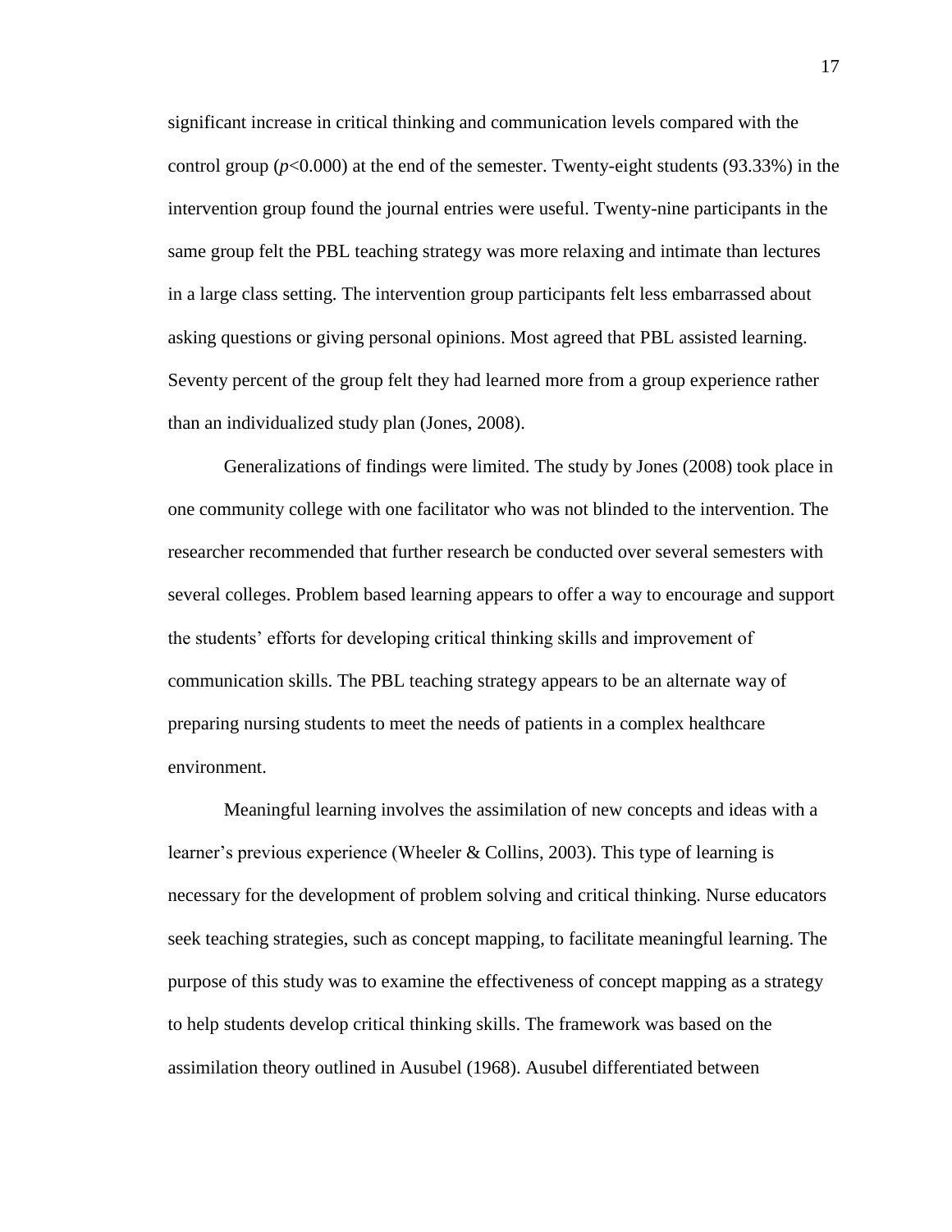significant increase in critical thinking and communication levels compared with the control group ($p<0.000$) at the end of the semester. Twenty-eight students (93.33%) in the intervention group found the journal entries were useful. Twenty-nine participants in the same group felt the PBL teaching strategy was more relaxing and intimate than lectures in a large class setting. The intervention group participants felt less embarrassed about asking questions or giving personal opinions. Most agreed that PBL assisted learning. Seventy percent of the group felt they had learned more from a group experience rather than an individualized study plan (Jones, 2008).

Generalizations of findings were limited. The study by Jones (2008) took place in one community college with one facilitator who was not blinded to the intervention. The researcher recommended that further research be conducted over several semesters with several colleges. Problem based learning appears to offer a way to encourage and support the students' efforts for developing critical thinking skills and improvement of communication skills. The PBL teaching strategy appears to be an alternate way of preparing nursing students to meet the needs of patients in a complex healthcare environment.

Meaningful learning involves the assimilation of new concepts and ideas with a learner's previous experience (Wheeler & Collins, 2003). This type of learning is necessary for the development of problem solving and critical thinking. Nurse educators seek teaching strategies, such as concept mapping, to facilitate meaningful learning. The purpose of this study was to examine the effectiveness of concept mapping as a strategy to help students develop critical thinking skills. The framework was based on the assimilation theory outlined in Ausubel (1968). Ausubel differentiated between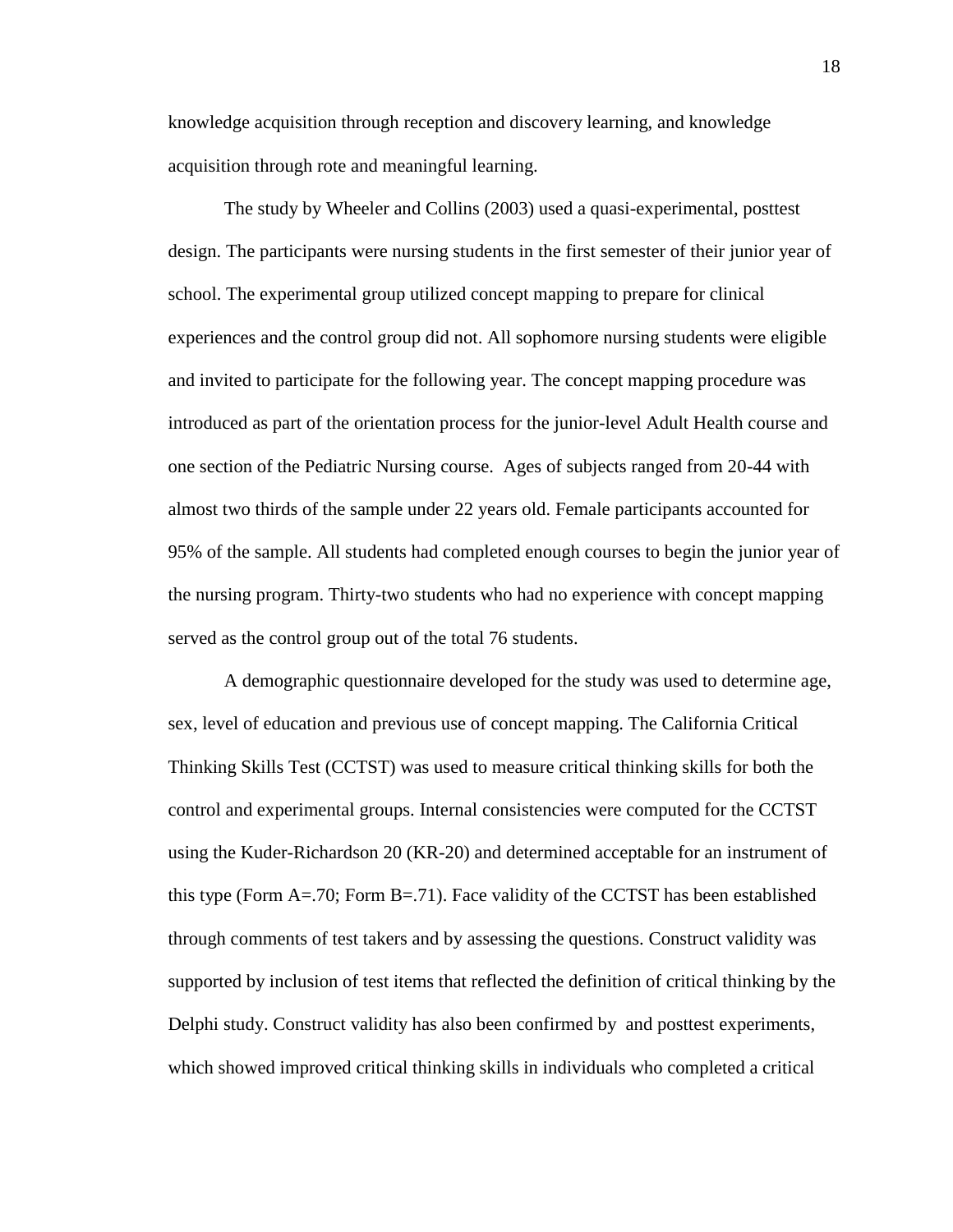knowledge acquisition through reception and discovery learning, and knowledge acquisition through rote and meaningful learning.

The study by Wheeler and Collins (2003) used a quasi-experimental, posttest design. The participants were nursing students in the first semester of their junior year of school. The experimental group utilized concept mapping to prepare for clinical experiences and the control group did not. All sophomore nursing students were eligible and invited to participate for the following year. The concept mapping procedure was introduced as part of the orientation process for the junior-level Adult Health course and one section of the Pediatric Nursing course. Ages of subjects ranged from 20-44 with almost two thirds of the sample under 22 years old. Female participants accounted for 95% of the sample. All students had completed enough courses to begin the junior year of the nursing program. Thirty-two students who had no experience with concept mapping served as the control group out of the total 76 students.

A demographic questionnaire developed for the study was used to determine age, sex, level of education and previous use of concept mapping. The California Critical Thinking Skills Test (CCTST) was used to measure critical thinking skills for both the control and experimental groups. Internal consistencies were computed for the CCTST using the Kuder-Richardson 20 (KR-20) and determined acceptable for an instrument of this type (Form A=.70; Form B=.71). Face validity of the CCTST has been established through comments of test takers and by assessing the questions. Construct validity was supported by inclusion of test items that reflected the definition of critical thinking by the Delphi study. Construct validity has also been confirmed by and posttest experiments, which showed improved critical thinking skills in individuals who completed a critical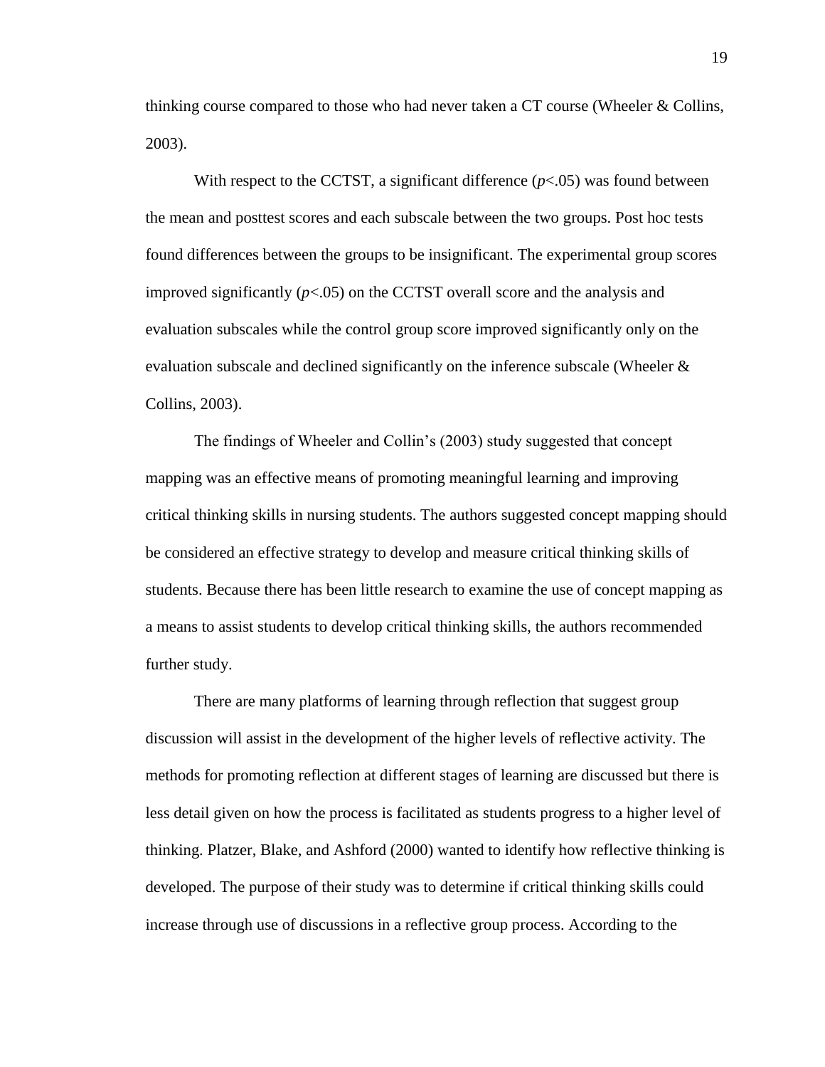thinking course compared to those who had never taken a CT course (Wheeler & Collins, 2003).

With respect to the CCTST, a significant difference ($p<.05$) was found between the mean and posttest scores and each subscale between the two groups. Post hoc tests found differences between the groups to be insignificant. The experimental group scores improved significantly ($p<.05$) on the CCTST overall score and the analysis and evaluation subscales while the control group score improved significantly only on the evaluation subscale and declined significantly on the inference subscale (Wheeler & Collins, 2003).

The findings of Wheeler and Collin's (2003) study suggested that concept mapping was an effective means of promoting meaningful learning and improving critical thinking skills in nursing students. The authors suggested concept mapping should be considered an effective strategy to develop and measure critical thinking skills of students. Because there has been little research to examine the use of concept mapping as a means to assist students to develop critical thinking skills, the authors recommended further study.

There are many platforms of learning through reflection that suggest group discussion will assist in the development of the higher levels of reflective activity. The methods for promoting reflection at different stages of learning are discussed but there is less detail given on how the process is facilitated as students progress to a higher level of thinking. Platzer, Blake, and Ashford (2000) wanted to identify how reflective thinking is developed. The purpose of their study was to determine if critical thinking skills could increase through use of discussions in a reflective group process. According to the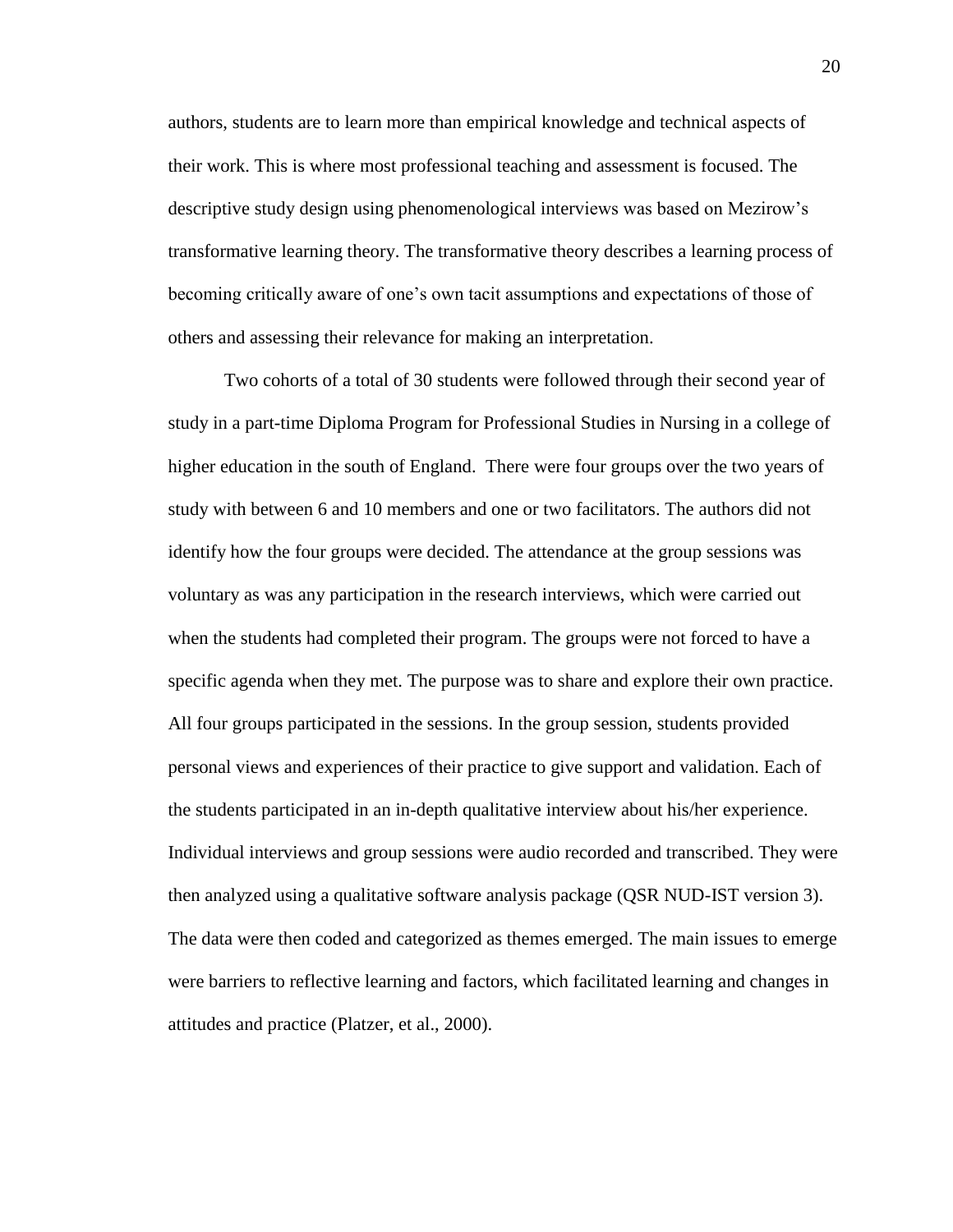authors, students are to learn more than empirical knowledge and technical aspects of their work. This is where most professional teaching and assessment is focused. The descriptive study design using phenomenological interviews was based on Mezirow's transformative learning theory. The transformative theory describes a learning process of becoming critically aware of one's own tacit assumptions and expectations of those of others and assessing their relevance for making an interpretation.

Two cohorts of a total of 30 students were followed through their second year of study in a part-time Diploma Program for Professional Studies in Nursing in a college of higher education in the south of England.  There were four groups over the two years of study with between 6 and 10 members and one or two facilitators. The authors did not identify how the four groups were decided. The attendance at the group sessions was voluntary as was any participation in the research interviews, which were carried out when the students had completed their program. The groups were not forced to have a specific agenda when they met. The purpose was to share and explore their own practice. All four groups participated in the sessions. In the group session, students provided personal views and experiences of their practice to give support and validation. Each of the students participated in an in-depth qualitative interview about his/her experience. Individual interviews and group sessions were audio recorded and transcribed. They were then analyzed using a qualitative software analysis package (QSR NUD-IST version 3). The data were then coded and categorized as themes emerged. The main issues to emerge were barriers to reflective learning and factors, which facilitated learning and changes in attitudes and practice (Platzer, et al., 2000).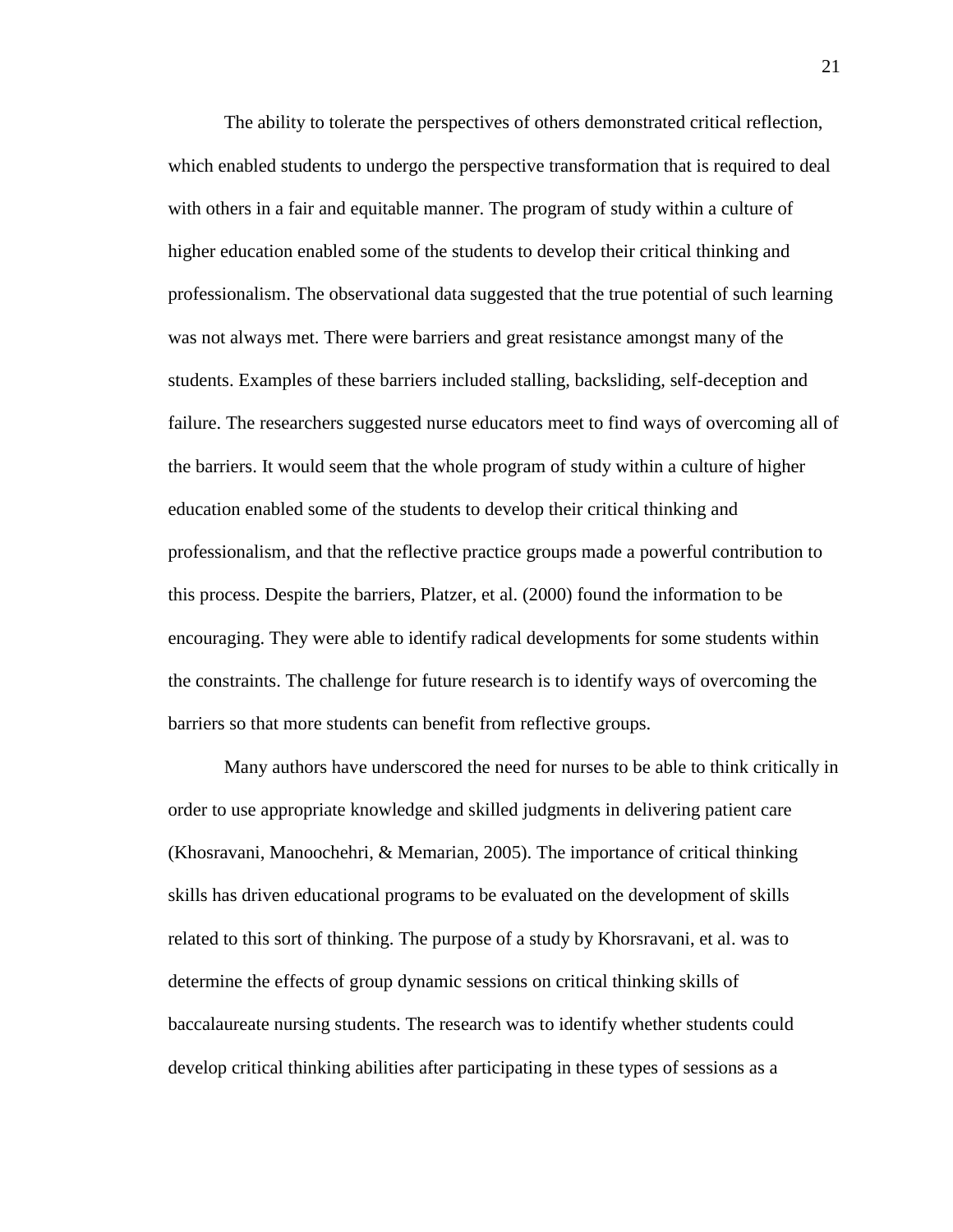The ability to tolerate the perspectives of others demonstrated critical reflection, which enabled students to undergo the perspective transformation that is required to deal with others in a fair and equitable manner. The program of study within a culture of higher education enabled some of the students to develop their critical thinking and professionalism. The observational data suggested that the true potential of such learning was not always met. There were barriers and great resistance amongst many of the students. Examples of these barriers included stalling, backsliding, self-deception and failure. The researchers suggested nurse educators meet to find ways of overcoming all of the barriers. It would seem that the whole program of study within a culture of higher education enabled some of the students to develop their critical thinking and professionalism, and that the reflective practice groups made a powerful contribution to this process. Despite the barriers, Platzer, et al. (2000) found the information to be encouraging. They were able to identify radical developments for some students within the constraints. The challenge for future research is to identify ways of overcoming the barriers so that more students can benefit from reflective groups.

Many authors have underscored the need for nurses to be able to think critically in order to use appropriate knowledge and skilled judgments in delivering patient care (Khosravani, Manoochehri, & Memarian, 2005). The importance of critical thinking skills has driven educational programs to be evaluated on the development of skills related to this sort of thinking. The purpose of a study by Khorsravani, et al. was to determine the effects of group dynamic sessions on critical thinking skills of baccalaureate nursing students. The research was to identify whether students could develop critical thinking abilities after participating in these types of sessions as a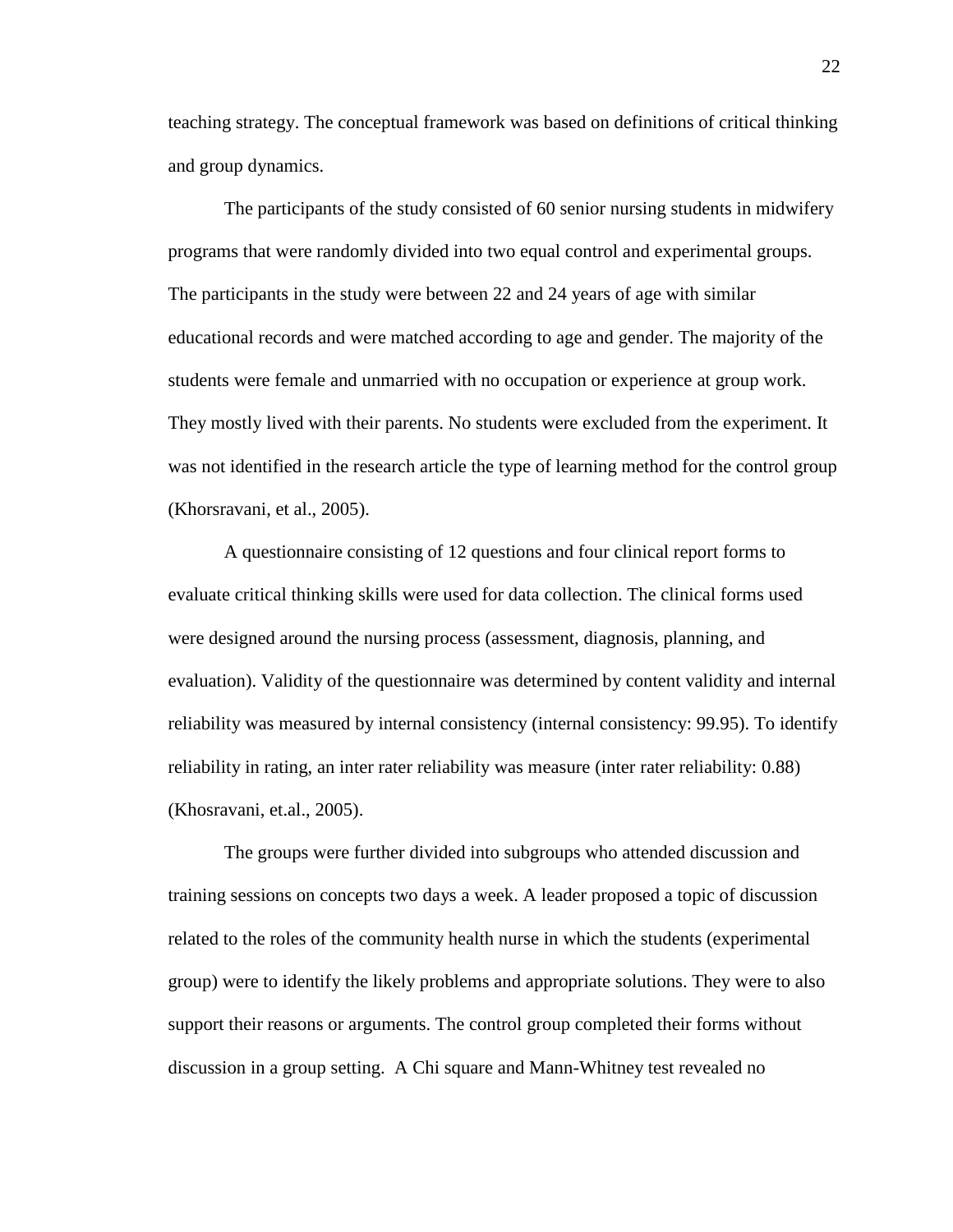teaching strategy. The conceptual framework was based on definitions of critical thinking and group dynamics.

The participants of the study consisted of 60 senior nursing students in midwifery programs that were randomly divided into two equal control and experimental groups. The participants in the study were between 22 and 24 years of age with similar educational records and were matched according to age and gender. The majority of the students were female and unmarried with no occupation or experience at group work. They mostly lived with their parents. No students were excluded from the experiment. It was not identified in the research article the type of learning method for the control group (Khorsravani, et al., 2005).

A questionnaire consisting of 12 questions and four clinical report forms to evaluate critical thinking skills were used for data collection. The clinical forms used were designed around the nursing process (assessment, diagnosis, planning, and evaluation). Validity of the questionnaire was determined by content validity and internal reliability was measured by internal consistency (internal consistency: 99.95). To identify reliability in rating, an inter rater reliability was measure (inter rater reliability: 0.88) (Khosravani, et.al., 2005).

The groups were further divided into subgroups who attended discussion and training sessions on concepts two days a week. A leader proposed a topic of discussion related to the roles of the community health nurse in which the students (experimental group) were to identify the likely problems and appropriate solutions. They were to also support their reasons or arguments. The control group completed their forms without discussion in a group setting. A Chi square and Mann-Whitney test revealed no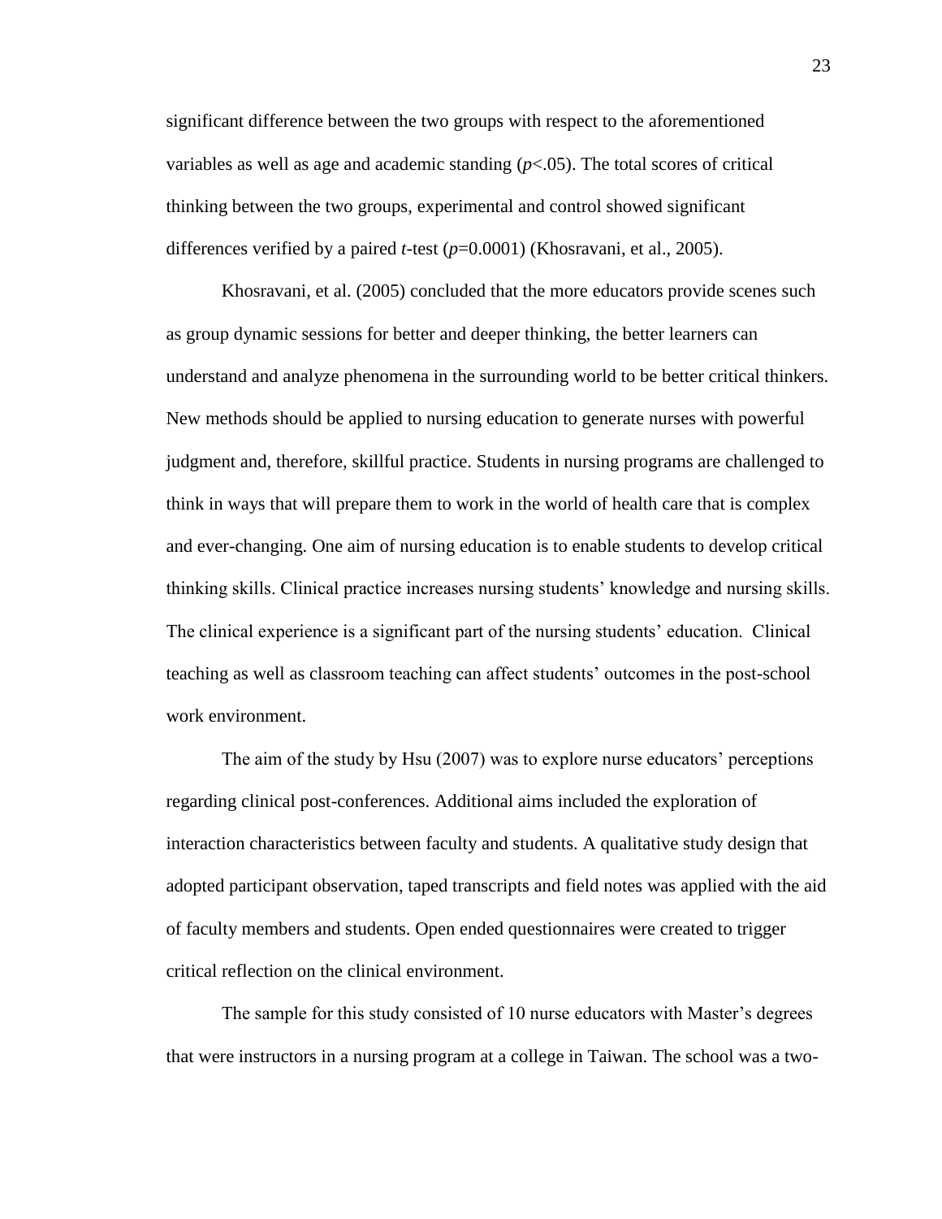significant difference between the two groups with respect to the aforementioned variables as well as age and academic standing ($p<.05$). The total scores of critical thinking between the two groups, experimental and control showed significant differences verified by a paired *t*-test ($p=0.0001$) (Khosravani, et al., 2005).

Khosravani, et al. (2005) concluded that the more educators provide scenes such as group dynamic sessions for better and deeper thinking, the better learners can understand and analyze phenomena in the surrounding world to be better critical thinkers. New methods should be applied to nursing education to generate nurses with powerful judgment and, therefore, skillful practice. Students in nursing programs are challenged to think in ways that will prepare them to work in the world of health care that is complex and ever-changing. One aim of nursing education is to enable students to develop critical thinking skills. Clinical practice increases nursing students' knowledge and nursing skills. The clinical experience is a significant part of the nursing students' education. Clinical teaching as well as classroom teaching can affect students' outcomes in the post-school work environment.

The aim of the study by Hsu (2007) was to explore nurse educators' perceptions regarding clinical post-conferences. Additional aims included the exploration of interaction characteristics between faculty and students. A qualitative study design that adopted participant observation, taped transcripts and field notes was applied with the aid of faculty members and students. Open ended questionnaires were created to trigger critical reflection on the clinical environment.

The sample for this study consisted of 10 nurse educators with Master's degrees that were instructors in a nursing program at a college in Taiwan. The school was a two-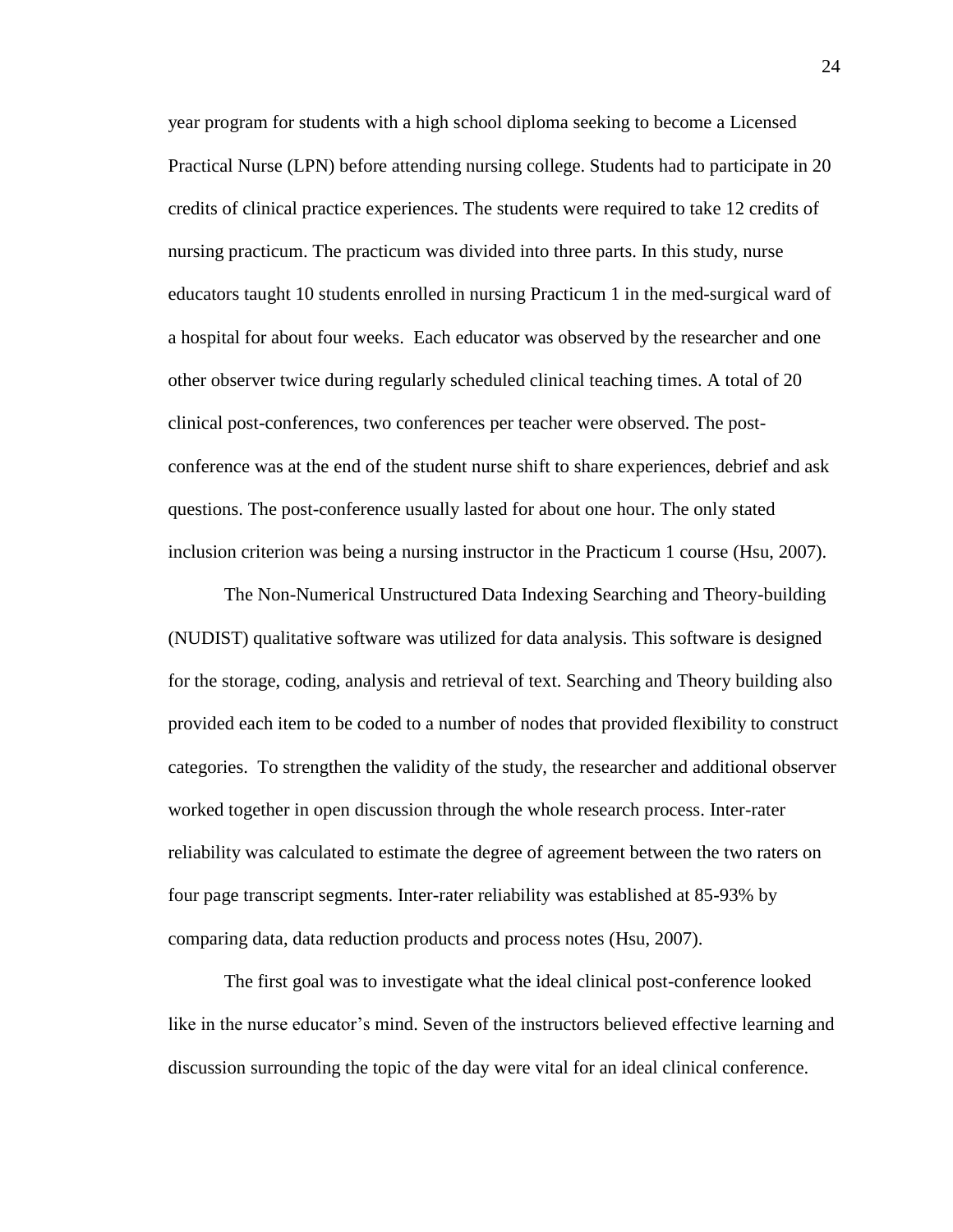year program for students with a high school diploma seeking to become a Licensed Practical Nurse (LPN) before attending nursing college. Students had to participate in 20 credits of clinical practice experiences. The students were required to take 12 credits of nursing practicum. The practicum was divided into three parts. In this study, nurse educators taught 10 students enrolled in nursing Practicum 1 in the med-surgical ward of a hospital for about four weeks. Each educator was observed by the researcher and one other observer twice during regularly scheduled clinical teaching times. A total of 20 clinical post-conferences, two conferences per teacher were observed. The post-conference was at the end of the student nurse shift to share experiences, debrief and ask questions. The post-conference usually lasted for about one hour. The only stated inclusion criterion was being a nursing instructor in the Practicum 1 course (Hsu, 2007).

The Non-Numerical Unstructured Data Indexing Searching and Theory-building (NUDIST) qualitative software was utilized for data analysis. This software is designed for the storage, coding, analysis and retrieval of text. Searching and Theory building also provided each item to be coded to a number of nodes that provided flexibility to construct categories. To strengthen the validity of the study, the researcher and additional observer worked together in open discussion through the whole research process. Inter-rater reliability was calculated to estimate the degree of agreement between the two raters on four page transcript segments. Inter-rater reliability was established at 85-93% by comparing data, data reduction products and process notes (Hsu, 2007).

The first goal was to investigate what the ideal clinical post-conference looked like in the nurse educator's mind. Seven of the instructors believed effective learning and discussion surrounding the topic of the day were vital for an ideal clinical conference.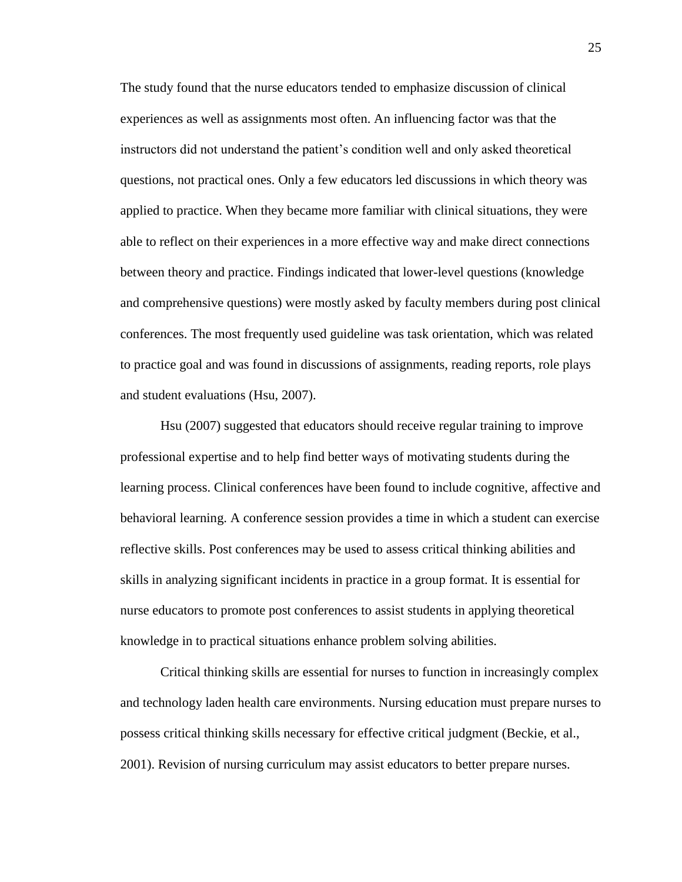The study found that the nurse educators tended to emphasize discussion of clinical experiences as well as assignments most often. An influencing factor was that the instructors did not understand the patient's condition well and only asked theoretical questions, not practical ones. Only a few educators led discussions in which theory was applied to practice. When they became more familiar with clinical situations, they were able to reflect on their experiences in a more effective way and make direct connections between theory and practice. Findings indicated that lower-level questions (knowledge and comprehensive questions) were mostly asked by faculty members during post clinical conferences. The most frequently used guideline was task orientation, which was related to practice goal and was found in discussions of assignments, reading reports, role plays and student evaluations (Hsu, 2007).

Hsu (2007) suggested that educators should receive regular training to improve professional expertise and to help find better ways of motivating students during the learning process. Clinical conferences have been found to include cognitive, affective and behavioral learning. A conference session provides a time in which a student can exercise reflective skills. Post conferences may be used to assess critical thinking abilities and skills in analyzing significant incidents in practice in a group format. It is essential for nurse educators to promote post conferences to assist students in applying theoretical knowledge in to practical situations enhance problem solving abilities.

Critical thinking skills are essential for nurses to function in increasingly complex and technology laden health care environments. Nursing education must prepare nurses to possess critical thinking skills necessary for effective critical judgment (Beckie, et al., 2001). Revision of nursing curriculum may assist educators to better prepare nurses.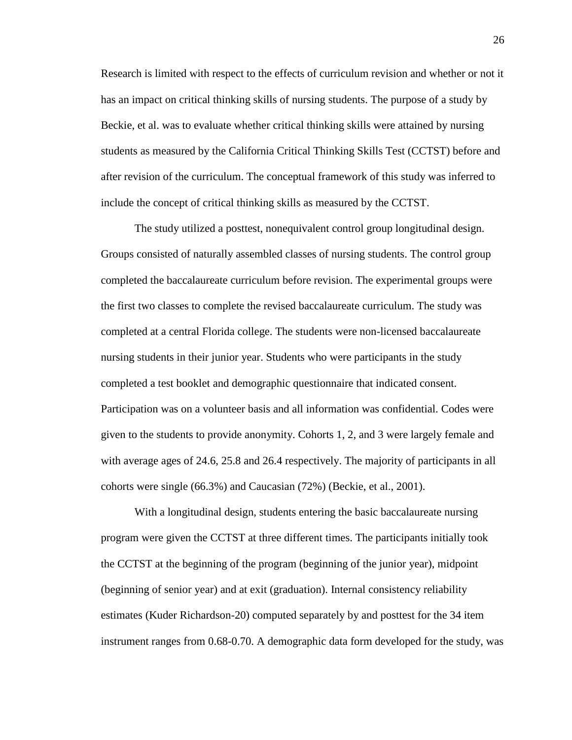Research is limited with respect to the effects of curriculum revision and whether or not it has an impact on critical thinking skills of nursing students. The purpose of a study by Beckie, et al. was to evaluate whether critical thinking skills were attained by nursing students as measured by the California Critical Thinking Skills Test (CCTST) before and after revision of the curriculum. The conceptual framework of this study was inferred to include the concept of critical thinking skills as measured by the CCTST.

The study utilized a posttest, nonequivalent control group longitudinal design. Groups consisted of naturally assembled classes of nursing students. The control group completed the baccalaureate curriculum before revision. The experimental groups were the first two classes to complete the revised baccalaureate curriculum. The study was completed at a central Florida college. The students were non-licensed baccalaureate nursing students in their junior year. Students who were participants in the study completed a test booklet and demographic questionnaire that indicated consent. Participation was on a volunteer basis and all information was confidential. Codes were given to the students to provide anonymity. Cohorts 1, 2, and 3 were largely female and with average ages of 24.6, 25.8 and 26.4 respectively. The majority of participants in all cohorts were single (66.3%) and Caucasian (72%) (Beckie, et al., 2001).

With a longitudinal design, students entering the basic baccalaureate nursing program were given the CCTST at three different times. The participants initially took the CCTST at the beginning of the program (beginning of the junior year), midpoint (beginning of senior year) and at exit (graduation). Internal consistency reliability estimates (Kuder Richardson-20) computed separately by and posttest for the 34 item instrument ranges from 0.68-0.70. A demographic data form developed for the study, was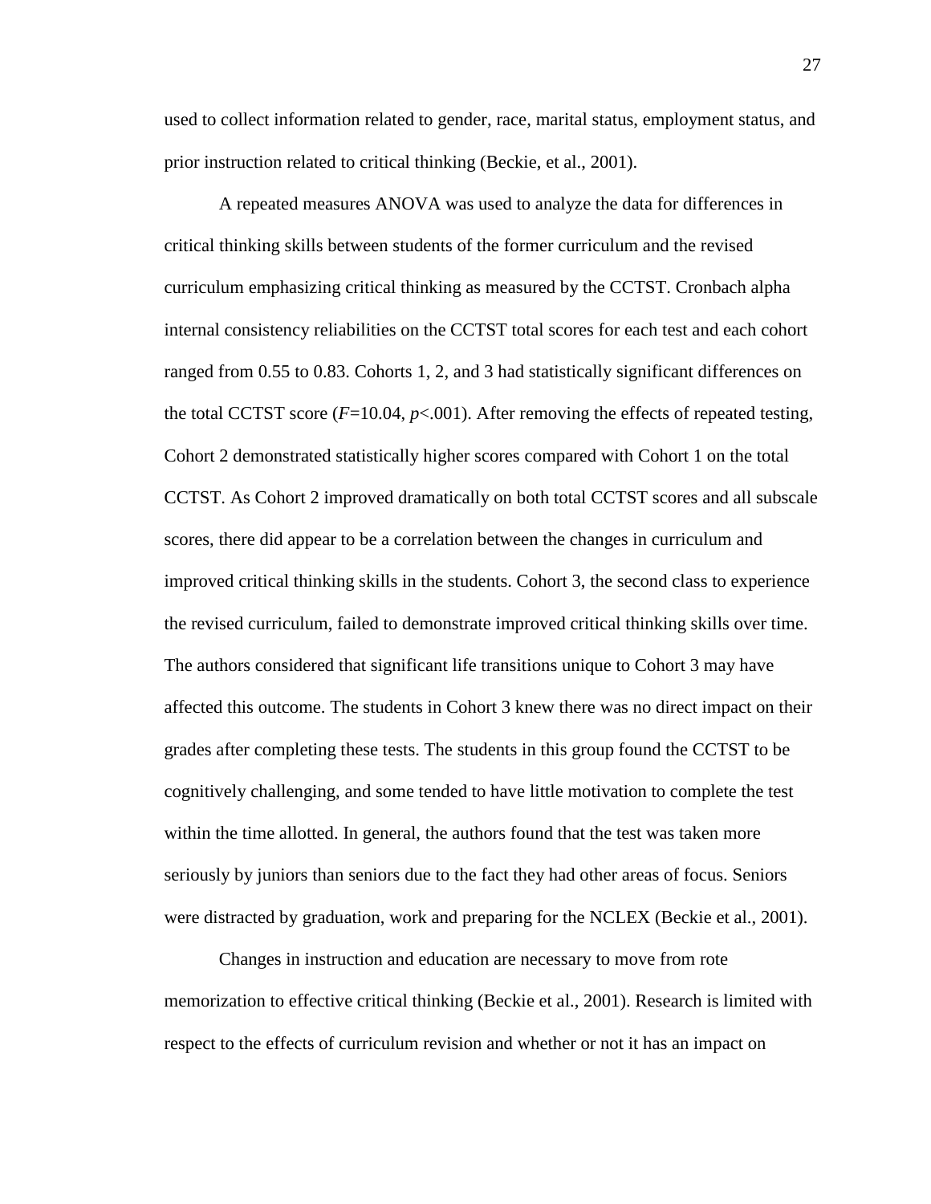used to collect information related to gender, race, marital status, employment status, and prior instruction related to critical thinking (Beckie, et al., 2001).

A repeated measures ANOVA was used to analyze the data for differences in critical thinking skills between students of the former curriculum and the revised curriculum emphasizing critical thinking as measured by the CCTST. Cronbach alpha internal consistency reliabilities on the CCTST total scores for each test and each cohort ranged from 0.55 to 0.83. Cohorts 1, 2, and 3 had statistically significant differences on the total CCTST score ($F$=10.04, $p$<.001). After removing the effects of repeated testing, Cohort 2 demonstrated statistically higher scores compared with Cohort 1 on the total CCTST. As Cohort 2 improved dramatically on both total CCTST scores and all subscale scores, there did appear to be a correlation between the changes in curriculum and improved critical thinking skills in the students. Cohort 3, the second class to experience the revised curriculum, failed to demonstrate improved critical thinking skills over time. The authors considered that significant life transitions unique to Cohort 3 may have affected this outcome. The students in Cohort 3 knew there was no direct impact on their grades after completing these tests. The students in this group found the CCTST to be cognitively challenging, and some tended to have little motivation to complete the test within the time allotted. In general, the authors found that the test was taken more seriously by juniors than seniors due to the fact they had other areas of focus. Seniors were distracted by graduation, work and preparing for the NCLEX (Beckie et al., 2001).

Changes in instruction and education are necessary to move from rote memorization to effective critical thinking (Beckie et al., 2001). Research is limited with respect to the effects of curriculum revision and whether or not it has an impact on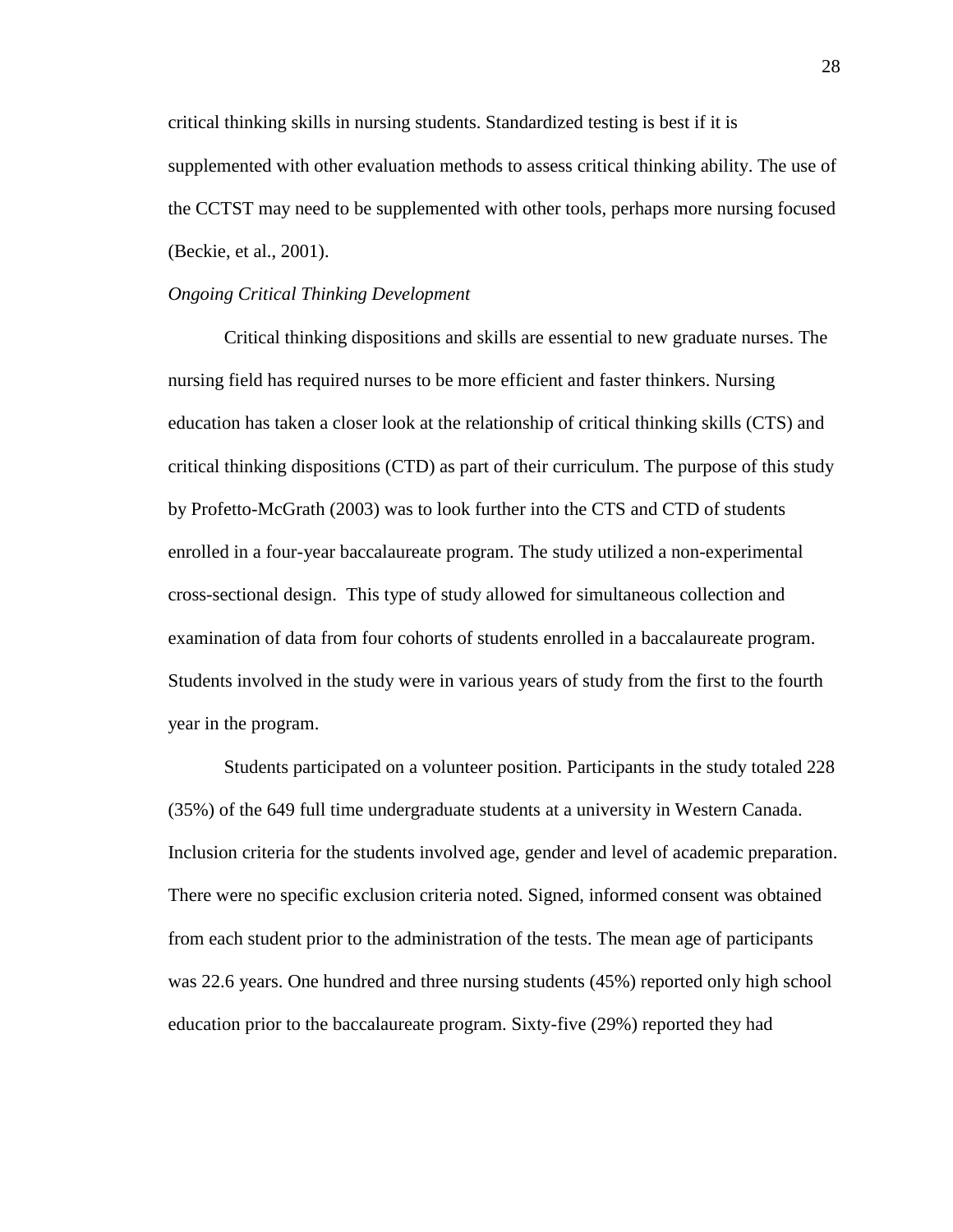critical thinking skills in nursing students. Standardized testing is best if it is supplemented with other evaluation methods to assess critical thinking ability. The use of the CCTST may need to be supplemented with other tools, perhaps more nursing focused (Beckie, et al., 2001).

*Ongoing Critical Thinking Development*

Critical thinking dispositions and skills are essential to new graduate nurses. The nursing field has required nurses to be more efficient and faster thinkers. Nursing education has taken a closer look at the relationship of critical thinking skills (CTS) and critical thinking dispositions (CTD) as part of their curriculum. The purpose of this study by Profetto-McGrath (2003) was to look further into the CTS and CTD of students enrolled in a four-year baccalaureate program. The study utilized a non-experimental cross-sectional design.  This type of study allowed for simultaneous collection and examination of data from four cohorts of students enrolled in a baccalaureate program. Students involved in the study were in various years of study from the first to the fourth year in the program.

Students participated on a volunteer position. Participants in the study totaled 228 (35%) of the 649 full time undergraduate students at a university in Western Canada. Inclusion criteria for the students involved age, gender and level of academic preparation. There were no specific exclusion criteria noted. Signed, informed consent was obtained from each student prior to the administration of the tests. The mean age of participants was 22.6 years. One hundred and three nursing students (45%) reported only high school education prior to the baccalaureate program. Sixty-five (29%) reported they had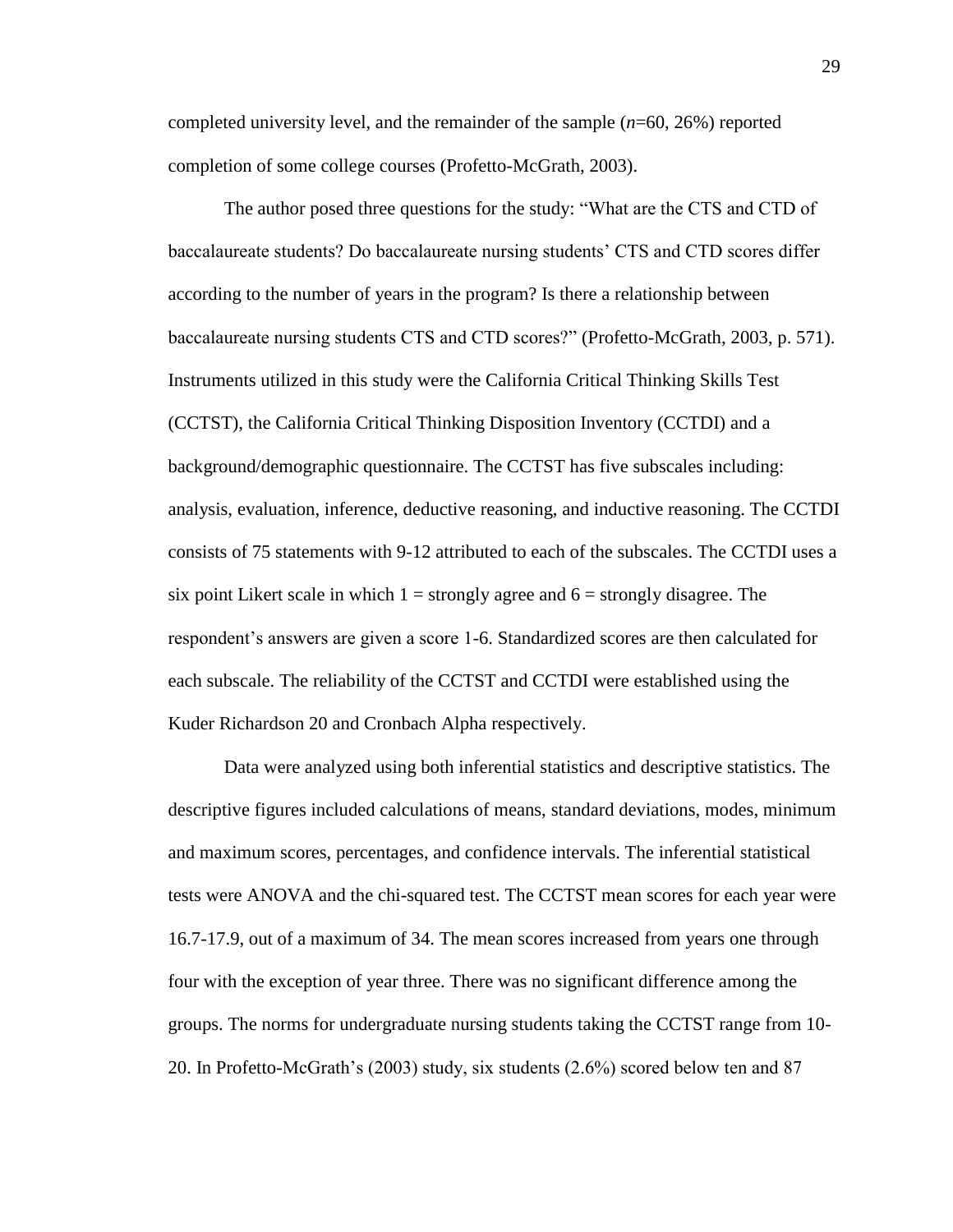completed university level, and the remainder of the sample (*n*=60, 26%) reported completion of some college courses (Profetto-McGrath, 2003).

The author posed three questions for the study: "What are the CTS and CTD of baccalaureate students? Do baccalaureate nursing students' CTS and CTD scores differ according to the number of years in the program? Is there a relationship between baccalaureate nursing students CTS and CTD scores?" (Profetto-McGrath, 2003, p. 571). Instruments utilized in this study were the California Critical Thinking Skills Test (CCTST), the California Critical Thinking Disposition Inventory (CCTDI) and a background/demographic questionnaire. The CCTST has five subscales including: analysis, evaluation, inference, deductive reasoning, and inductive reasoning. The CCTDI consists of 75 statements with 9-12 attributed to each of the subscales. The CCTDI uses a six point Likert scale in which 1 = strongly agree and 6 = strongly disagree. The respondent's answers are given a score 1-6. Standardized scores are then calculated for each subscale. The reliability of the CCTST and CCTDI were established using the Kuder Richardson 20 and Cronbach Alpha respectively.

Data were analyzed using both inferential statistics and descriptive statistics. The descriptive figures included calculations of means, standard deviations, modes, minimum and maximum scores, percentages, and confidence intervals. The inferential statistical tests were ANOVA and the chi-squared test. The CCTST mean scores for each year were 16.7-17.9, out of a maximum of 34. The mean scores increased from years one through four with the exception of year three. There was no significant difference among the groups. The norms for undergraduate nursing students taking the CCTST range from 10-20. In Profetto-McGrath's (2003) study, six students (2.6%) scored below ten and 87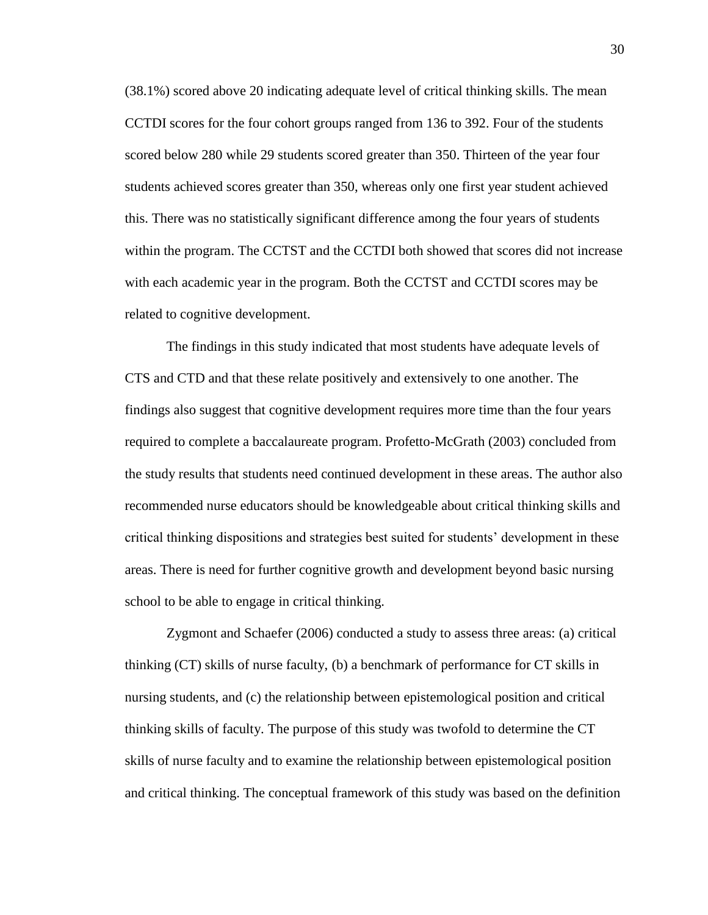(38.1%) scored above 20 indicating adequate level of critical thinking skills. The mean CCTDI scores for the four cohort groups ranged from 136 to 392. Four of the students scored below 280 while 29 students scored greater than 350. Thirteen of the year four students achieved scores greater than 350, whereas only one first year student achieved this. There was no statistically significant difference among the four years of students within the program. The CCTST and the CCTDI both showed that scores did not increase with each academic year in the program. Both the CCTST and CCTDI scores may be related to cognitive development.

The findings in this study indicated that most students have adequate levels of CTS and CTD and that these relate positively and extensively to one another. The findings also suggest that cognitive development requires more time than the four years required to complete a baccalaureate program. Profetto-McGrath (2003) concluded from the study results that students need continued development in these areas. The author also recommended nurse educators should be knowledgeable about critical thinking skills and critical thinking dispositions and strategies best suited for students' development in these areas. There is need for further cognitive growth and development beyond basic nursing school to be able to engage in critical thinking.

Zygmont and Schaefer (2006) conducted a study to assess three areas: (a) critical thinking (CT) skills of nurse faculty, (b) a benchmark of performance for CT skills in nursing students, and (c) the relationship between epistemological position and critical thinking skills of faculty. The purpose of this study was twofold to determine the CT skills of nurse faculty and to examine the relationship between epistemological position and critical thinking. The conceptual framework of this study was based on the definition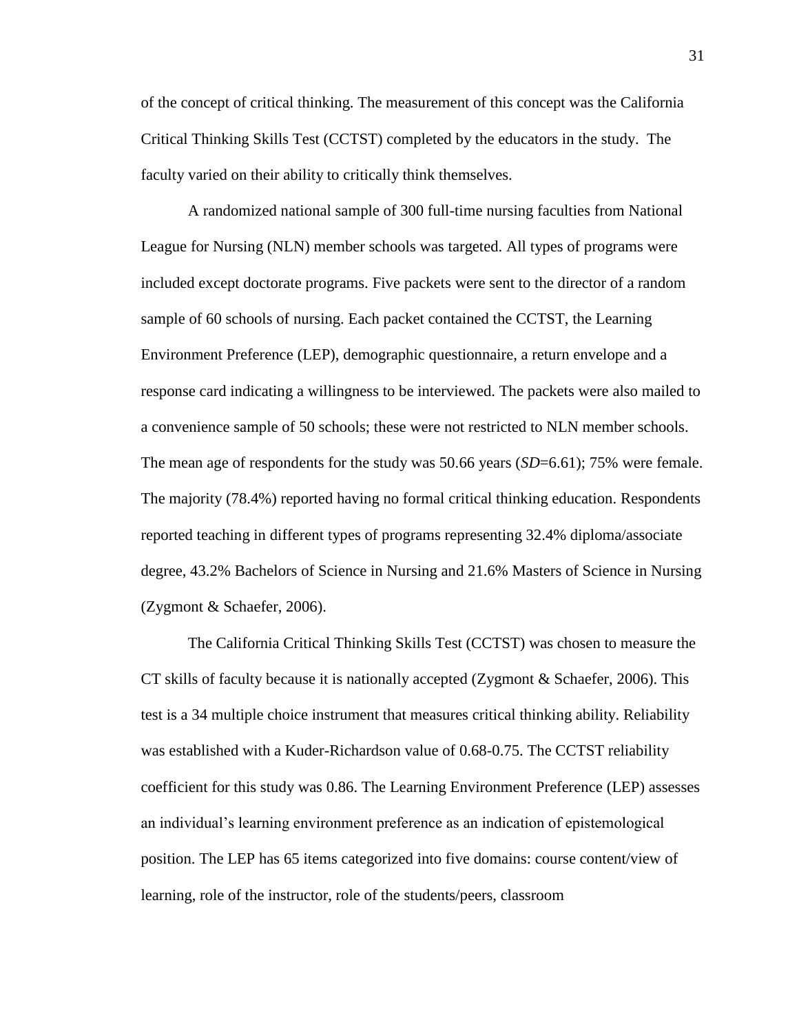of the concept of critical thinking. The measurement of this concept was the California Critical Thinking Skills Test (CCTST) completed by the educators in the study. The faculty varied on their ability to critically think themselves.

A randomized national sample of 300 full-time nursing faculties from National League for Nursing (NLN) member schools was targeted. All types of programs were included except doctorate programs. Five packets were sent to the director of a random sample of 60 schools of nursing. Each packet contained the CCTST, the Learning Environment Preference (LEP), demographic questionnaire, a return envelope and a response card indicating a willingness to be interviewed. The packets were also mailed to a convenience sample of 50 schools; these were not restricted to NLN member schools. The mean age of respondents for the study was 50.66 years (*SD*=6.61); 75% were female. The majority (78.4%) reported having no formal critical thinking education. Respondents reported teaching in different types of programs representing 32.4% diploma/associate degree, 43.2% Bachelors of Science in Nursing and 21.6% Masters of Science in Nursing (Zygmont & Schaefer, 2006).

The California Critical Thinking Skills Test (CCTST) was chosen to measure the CT skills of faculty because it is nationally accepted (Zygmont & Schaefer, 2006). This test is a 34 multiple choice instrument that measures critical thinking ability. Reliability was established with a Kuder-Richardson value of 0.68-0.75. The CCTST reliability coefficient for this study was 0.86. The Learning Environment Preference (LEP) assesses an individual's learning environment preference as an indication of epistemological position. The LEP has 65 items categorized into five domains: course content/view of learning, role of the instructor, role of the students/peers, classroom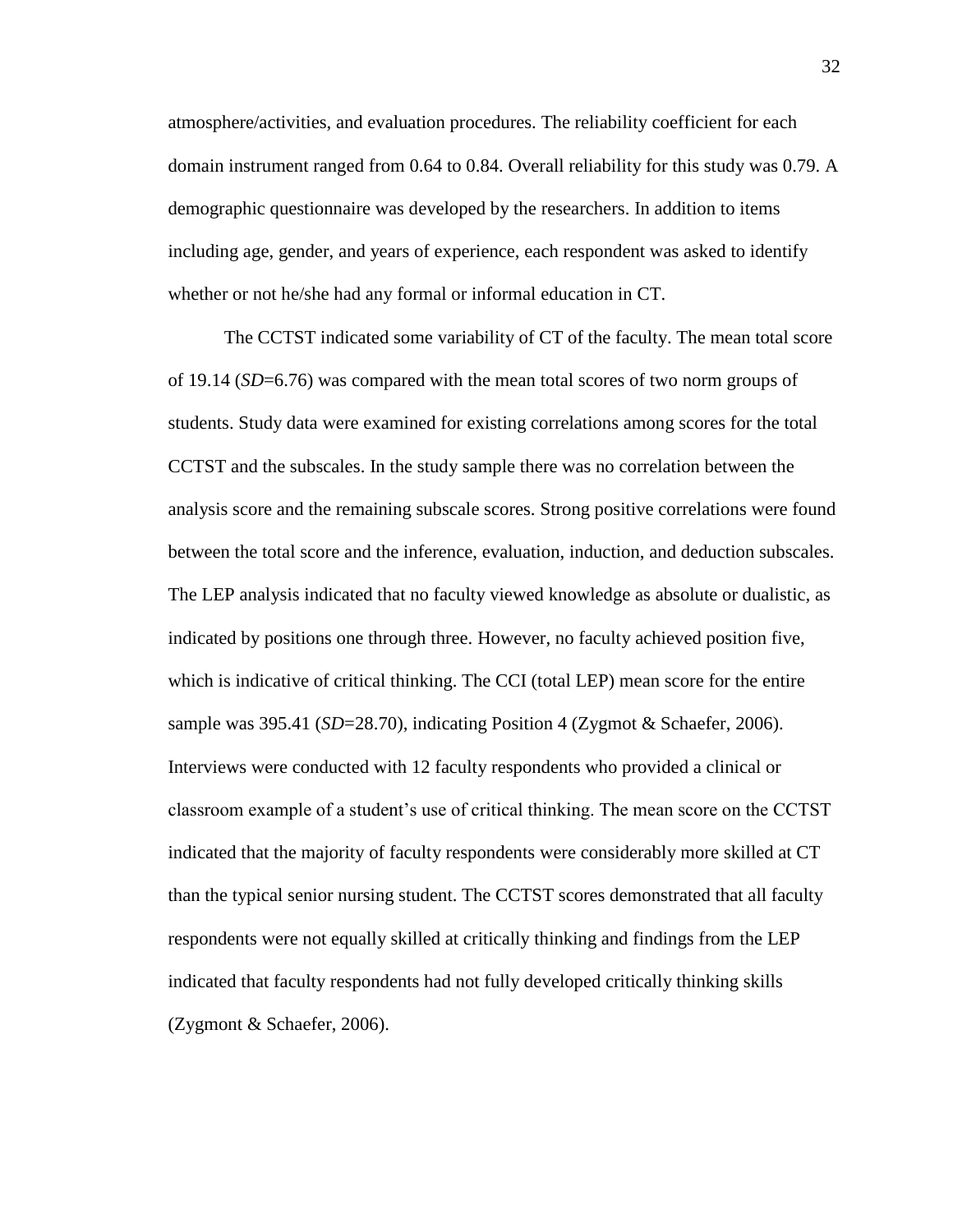atmosphere/activities, and evaluation procedures. The reliability coefficient for each domain instrument ranged from 0.64 to 0.84. Overall reliability for this study was 0.79. A demographic questionnaire was developed by the researchers. In addition to items including age, gender, and years of experience, each respondent was asked to identify whether or not he/she had any formal or informal education in CT.

The CCTST indicated some variability of CT of the faculty. The mean total score of 19.14 (*SD*=6.76) was compared with the mean total scores of two norm groups of students. Study data were examined for existing correlations among scores for the total CCTST and the subscales. In the study sample there was no correlation between the analysis score and the remaining subscale scores. Strong positive correlations were found between the total score and the inference, evaluation, induction, and deduction subscales. The LEP analysis indicated that no faculty viewed knowledge as absolute or dualistic, as indicated by positions one through three. However, no faculty achieved position five, which is indicative of critical thinking. The CCI (total LEP) mean score for the entire sample was 395.41 (*SD*=28.70), indicating Position 4 (Zygmot & Schaefer, 2006). Interviews were conducted with 12 faculty respondents who provided a clinical or classroom example of a student's use of critical thinking. The mean score on the CCTST indicated that the majority of faculty respondents were considerably more skilled at CT than the typical senior nursing student. The CCTST scores demonstrated that all faculty respondents were not equally skilled at critically thinking and findings from the LEP indicated that faculty respondents had not fully developed critically thinking skills (Zygmont & Schaefer, 2006).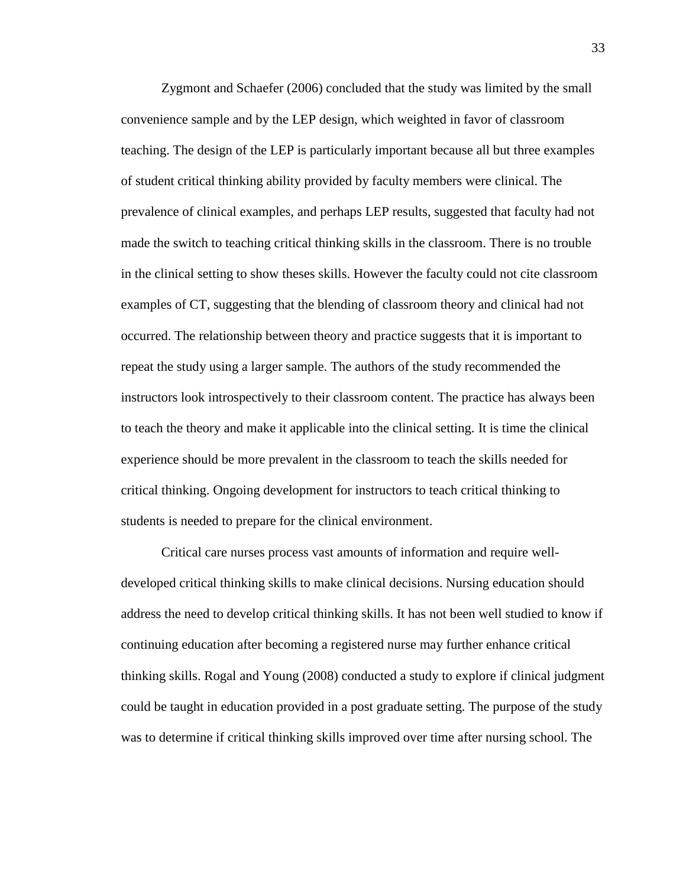Zygmont and Schaefer (2006) concluded that the study was limited by the small convenience sample and by the LEP design, which weighted in favor of classroom teaching. The design of the LEP is particularly important because all but three examples of student critical thinking ability provided by faculty members were clinical. The prevalence of clinical examples, and perhaps LEP results, suggested that faculty had not made the switch to teaching critical thinking skills in the classroom. There is no trouble in the clinical setting to show theses skills. However the faculty could not cite classroom examples of CT, suggesting that the blending of classroom theory and clinical had not occurred. The relationship between theory and practice suggests that it is important to repeat the study using a larger sample. The authors of the study recommended the instructors look introspectively to their classroom content. The practice has always been to teach the theory and make it applicable into the clinical setting. It is time the clinical experience should be more prevalent in the classroom to teach the skills needed for critical thinking. Ongoing development for instructors to teach critical thinking to students is needed to prepare for the clinical environment.

Critical care nurses process vast amounts of information and require well-developed critical thinking skills to make clinical decisions. Nursing education should address the need to develop critical thinking skills. It has not been well studied to know if continuing education after becoming a registered nurse may further enhance critical thinking skills. Rogal and Young (2008) conducted a study to explore if clinical judgment could be taught in education provided in a post graduate setting. The purpose of the study was to determine if critical thinking skills improved over time after nursing school. The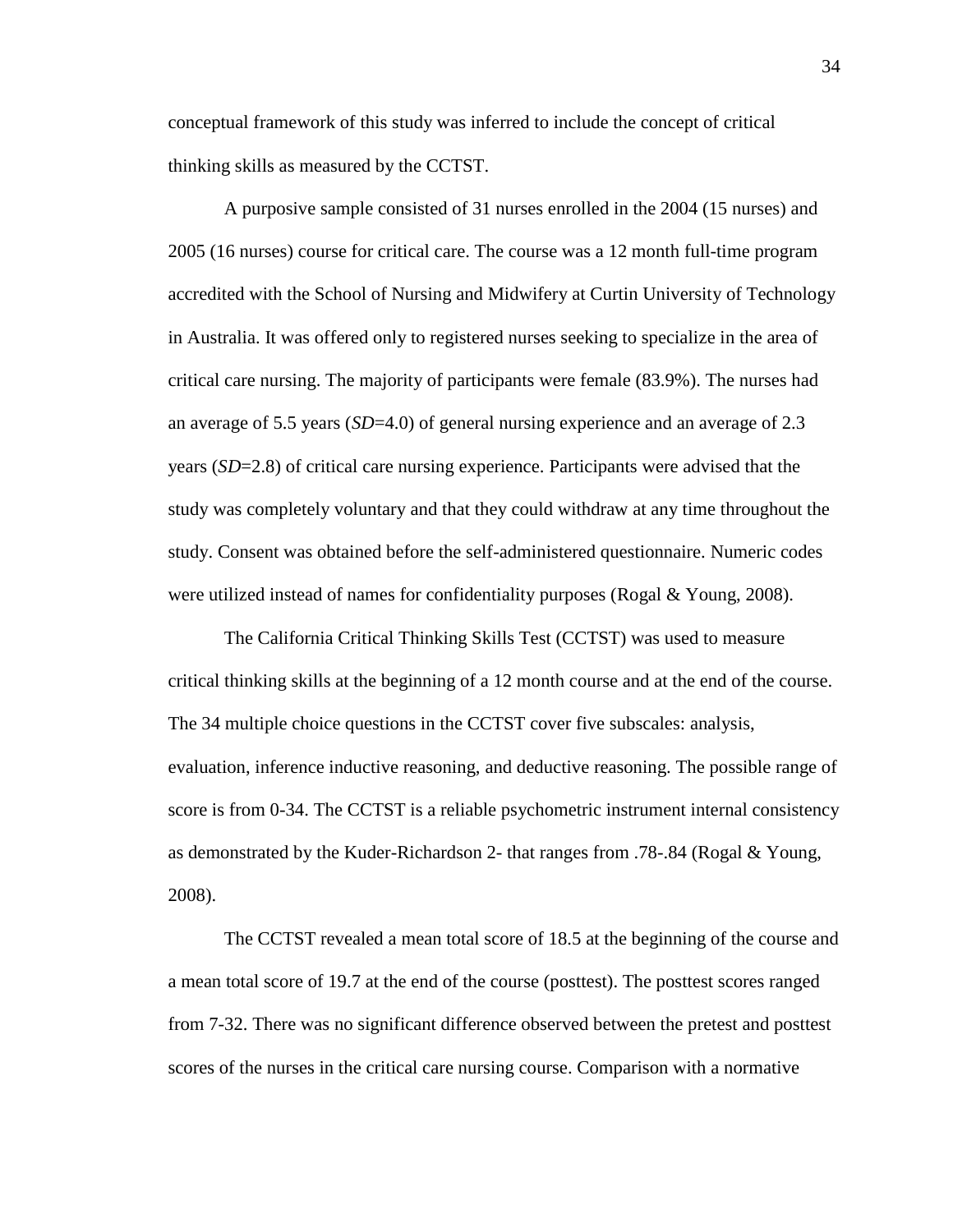conceptual framework of this study was inferred to include the concept of critical thinking skills as measured by the CCTST.

A purposive sample consisted of 31 nurses enrolled in the 2004 (15 nurses) and 2005 (16 nurses) course for critical care. The course was a 12 month full-time program accredited with the School of Nursing and Midwifery at Curtin University of Technology in Australia. It was offered only to registered nurses seeking to specialize in the area of critical care nursing. The majority of participants were female (83.9%). The nurses had an average of 5.5 years (*SD*=4.0) of general nursing experience and an average of 2.3 years (*SD*=2.8) of critical care nursing experience. Participants were advised that the study was completely voluntary and that they could withdraw at any time throughout the study. Consent was obtained before the self-administered questionnaire. Numeric codes were utilized instead of names for confidentiality purposes (Rogal & Young, 2008).

The California Critical Thinking Skills Test (CCTST) was used to measure critical thinking skills at the beginning of a 12 month course and at the end of the course. The 34 multiple choice questions in the CCTST cover five subscales: analysis, evaluation, inference inductive reasoning, and deductive reasoning. The possible range of score is from 0-34. The CCTST is a reliable psychometric instrument internal consistency as demonstrated by the Kuder-Richardson 2- that ranges from .78-.84 (Rogal & Young, 2008).

The CCTST revealed a mean total score of 18.5 at the beginning of the course and a mean total score of 19.7 at the end of the course (posttest). The posttest scores ranged from 7-32. There was no significant difference observed between the pretest and posttest scores of the nurses in the critical care nursing course. Comparison with a normative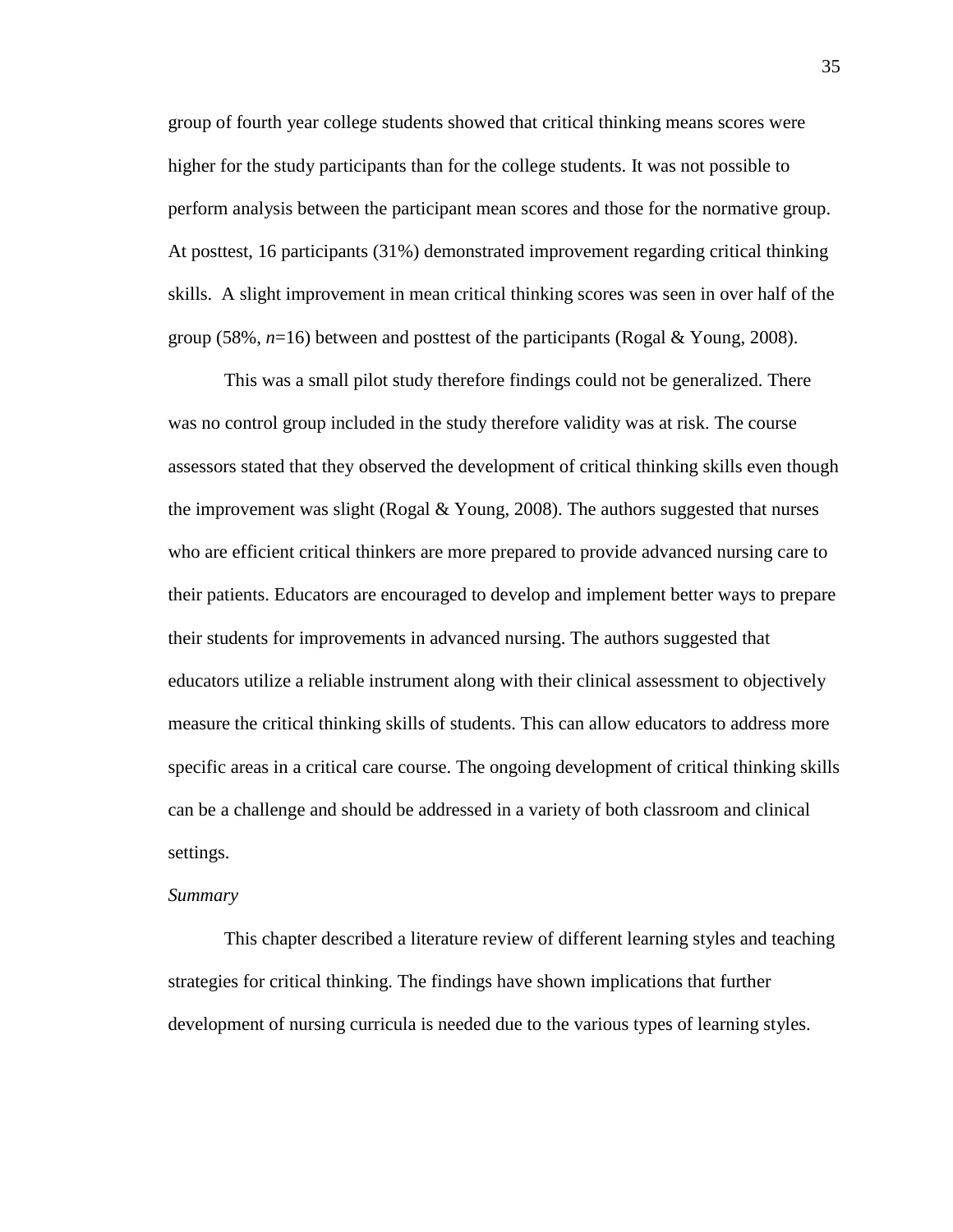group of fourth year college students showed that critical thinking means scores were higher for the study participants than for the college students. It was not possible to perform analysis between the participant mean scores and those for the normative group. At posttest, 16 participants (31%) demonstrated improvement regarding critical thinking skills. A slight improvement in mean critical thinking scores was seen in over half of the group (58%, $n$=16) between and posttest of the participants (Rogal & Young, 2008).

This was a small pilot study therefore findings could not be generalized. There was no control group included in the study therefore validity was at risk. The course assessors stated that they observed the development of critical thinking skills even though the improvement was slight (Rogal & Young, 2008). The authors suggested that nurses who are efficient critical thinkers are more prepared to provide advanced nursing care to their patients. Educators are encouraged to develop and implement better ways to prepare their students for improvements in advanced nursing. The authors suggested that educators utilize a reliable instrument along with their clinical assessment to objectively measure the critical thinking skills of students. This can allow educators to address more specific areas in a critical care course. The ongoing development of critical thinking skills can be a challenge and should be addressed in a variety of both classroom and clinical settings.

*Summary*

This chapter described a literature review of different learning styles and teaching strategies for critical thinking. The findings have shown implications that further development of nursing curricula is needed due to the various types of learning styles.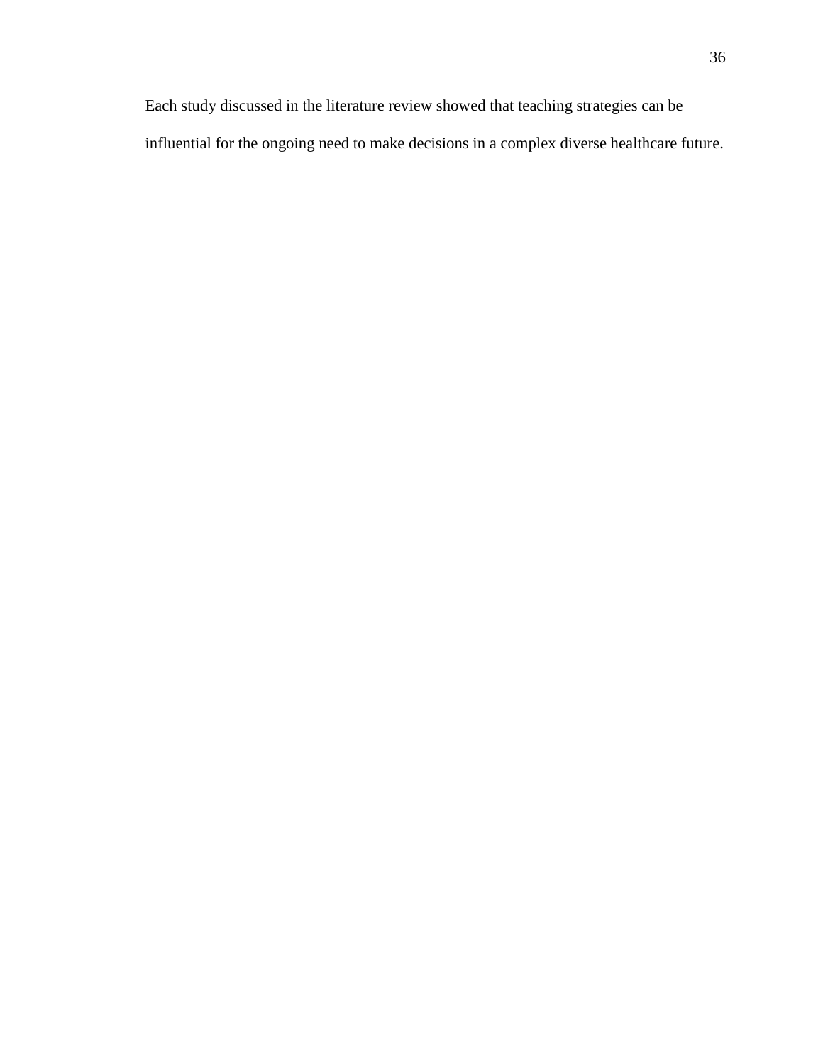Each study discussed in the literature review showed that teaching strategies can be influential for the ongoing need to make decisions in a complex diverse healthcare future.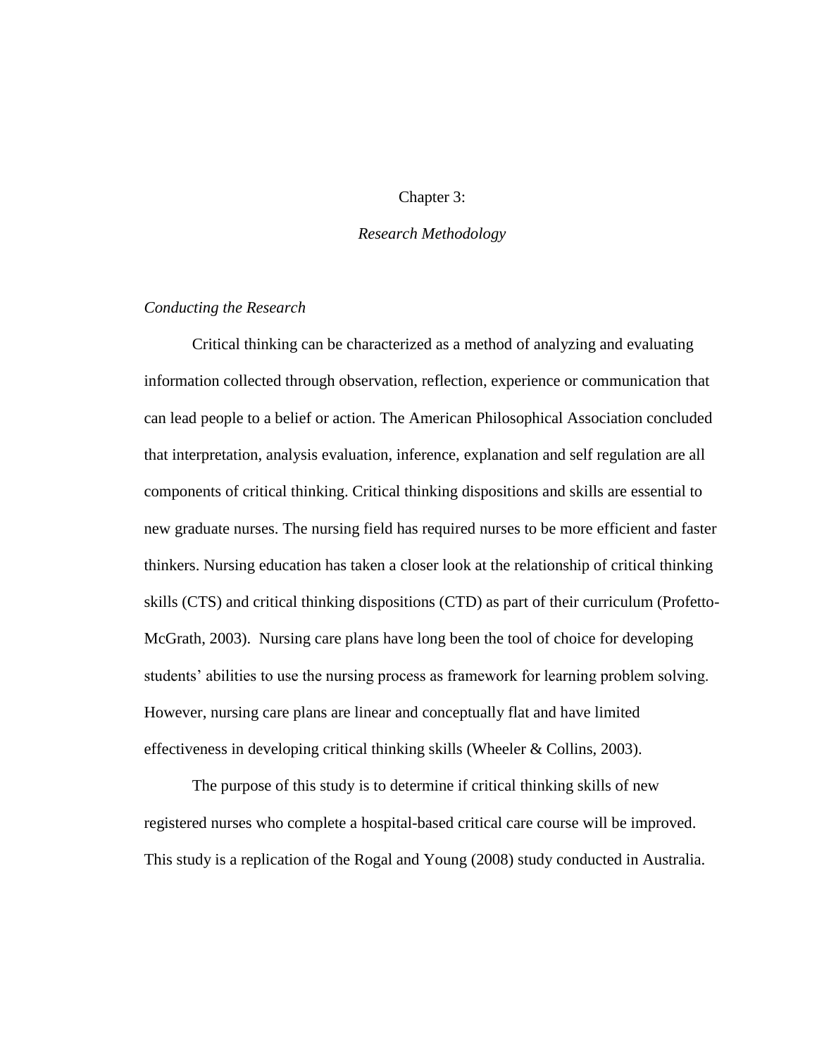# Chapter 3:

## *Research Methodology*

### *Conducting the Research*

Critical thinking can be characterized as a method of analyzing and evaluating information collected through observation, reflection, experience or communication that can lead people to a belief or action. The American Philosophical Association concluded that interpretation, analysis evaluation, inference, explanation and self regulation are all components of critical thinking. Critical thinking dispositions and skills are essential to new graduate nurses. The nursing field has required nurses to be more efficient and faster thinkers. Nursing education has taken a closer look at the relationship of critical thinking skills (CTS) and critical thinking dispositions (CTD) as part of their curriculum (Profetto-McGrath, 2003). Nursing care plans have long been the tool of choice for developing students' abilities to use the nursing process as framework for learning problem solving. However, nursing care plans are linear and conceptually flat and have limited effectiveness in developing critical thinking skills (Wheeler & Collins, 2003).

The purpose of this study is to determine if critical thinking skills of new registered nurses who complete a hospital-based critical care course will be improved. This study is a replication of the Rogal and Young (2008) study conducted in Australia.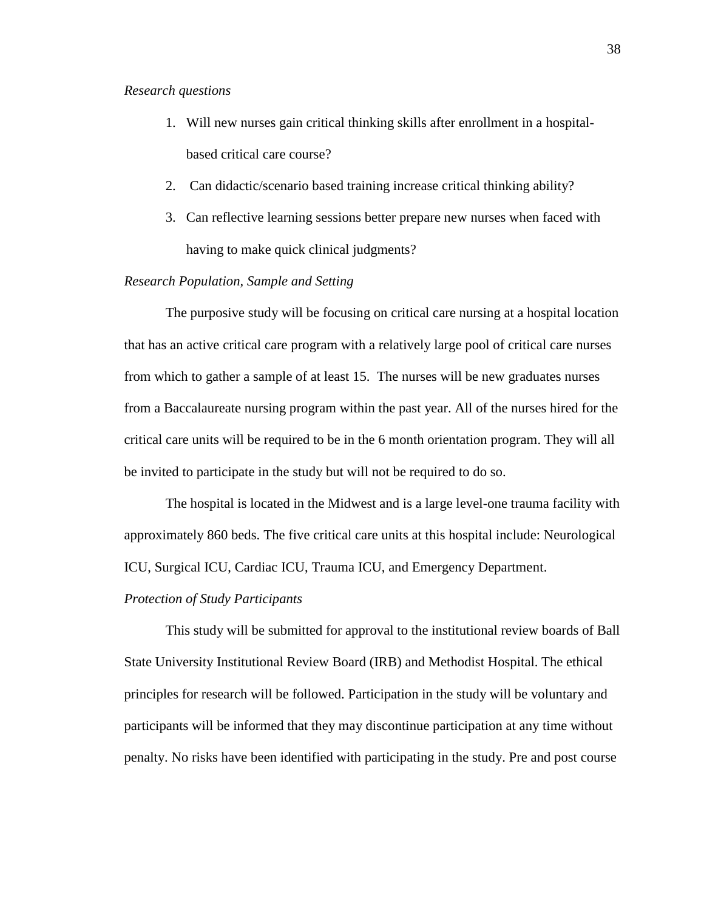*Research questions*

1. Will new nurses gain critical thinking skills after enrollment in a hospital-based critical care course?
2. Can didactic/scenario based training increase critical thinking ability?
3. Can reflective learning sessions better prepare new nurses when faced with having to make quick clinical judgments?

*Research Population, Sample and Setting*

The purposive study will be focusing on critical care nursing at a hospital location that has an active critical care program with a relatively large pool of critical care nurses from which to gather a sample of at least 15. The nurses will be new graduates nurses from a Baccalaureate nursing program within the past year. All of the nurses hired for the critical care units will be required to be in the 6 month orientation program. They will all be invited to participate in the study but will not be required to do so.

The hospital is located in the Midwest and is a large level-one trauma facility with approximately 860 beds. The five critical care units at this hospital include: Neurological ICU, Surgical ICU, Cardiac ICU, Trauma ICU, and Emergency Department.

*Protection of Study Participants*

This study will be submitted for approval to the institutional review boards of Ball State University Institutional Review Board (IRB) and Methodist Hospital. The ethical principles for research will be followed. Participation in the study will be voluntary and participants will be informed that they may discontinue participation at any time without penalty. No risks have been identified with participating in the study. Pre and post course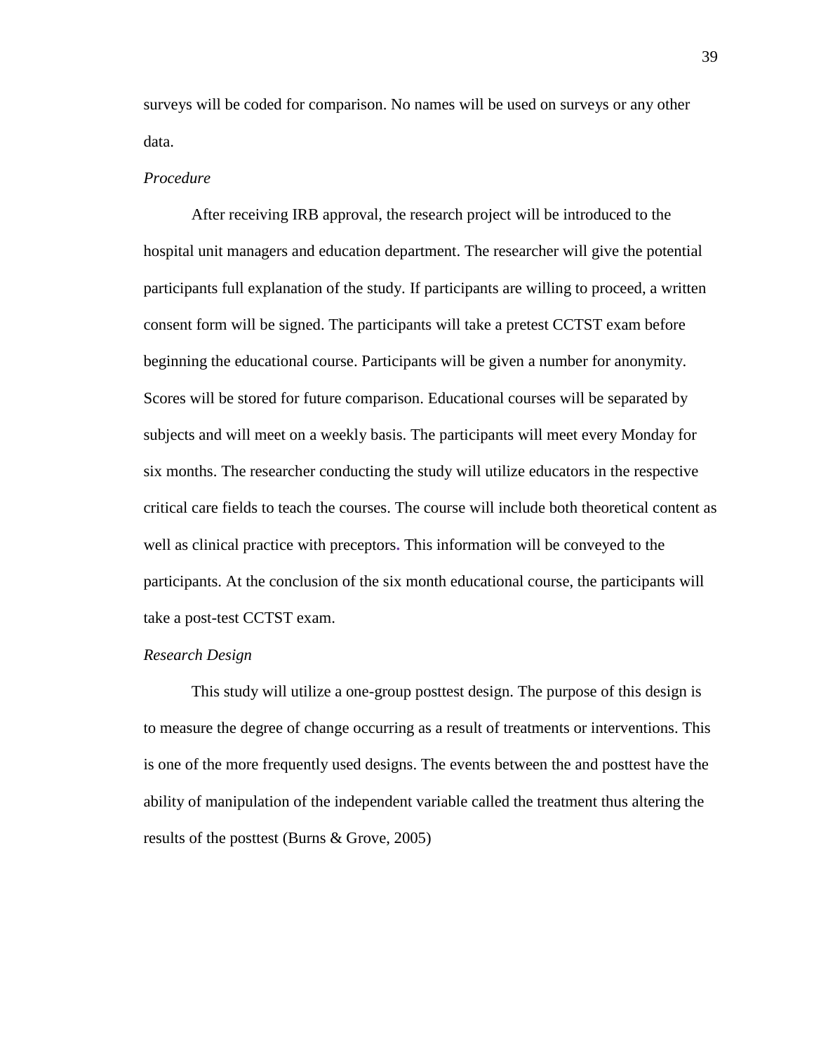surveys will be coded for comparison. No names will be used on surveys or any other data.

*Procedure*

After receiving IRB approval, the research project will be introduced to the hospital unit managers and education department. The researcher will give the potential participants full explanation of the study. If participants are willing to proceed, a written consent form will be signed. The participants will take a pretest CCTST exam before beginning the educational course. Participants will be given a number for anonymity. Scores will be stored for future comparison. Educational courses will be separated by subjects and will meet on a weekly basis. The participants will meet every Monday for six months. The researcher conducting the study will utilize educators in the respective critical care fields to teach the courses. The course will include both theoretical content as well as clinical practice with preceptors. This information will be conveyed to the participants. At the conclusion of the six month educational course, the participants will take a post-test CCTST exam.

*Research Design*

This study will utilize a one-group posttest design. The purpose of this design is to measure the degree of change occurring as a result of treatments or interventions. This is one of the more frequently used designs. The events between the and posttest have the ability of manipulation of the independent variable called the treatment thus altering the results of the posttest (Burns & Grove, 2005)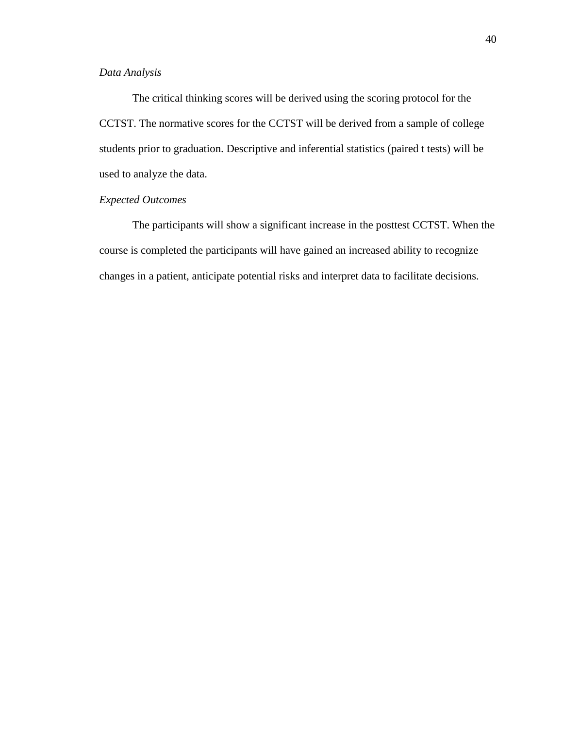*Data Analysis*

The critical thinking scores will be derived using the scoring protocol for the CCTST. The normative scores for the CCTST will be derived from a sample of college students prior to graduation. Descriptive and inferential statistics (paired t tests) will be used to analyze the data.

*Expected Outcomes*

The participants will show a significant increase in the posttest CCTST. When the course is completed the participants will have gained an increased ability to recognize changes in a patient, anticipate potential risks and interpret data to facilitate decisions.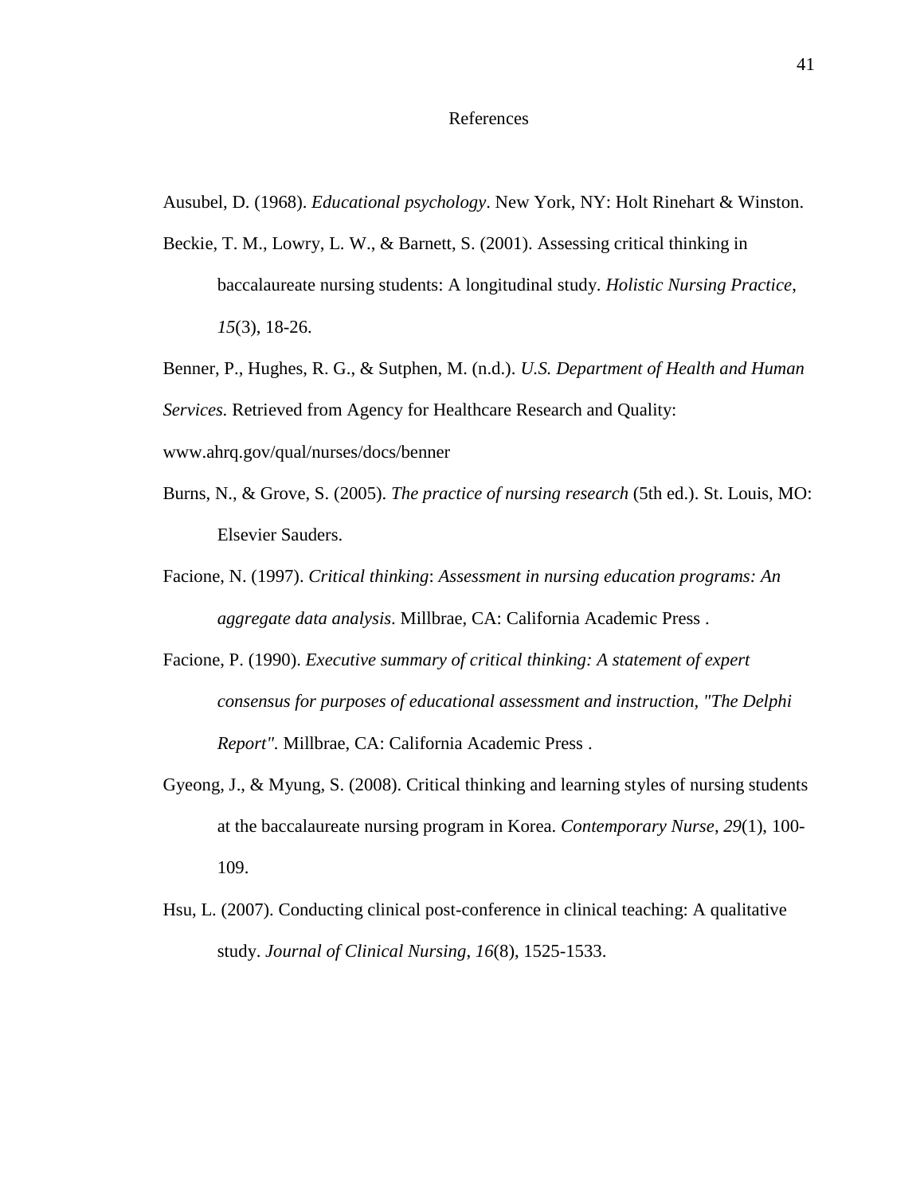# References

Ausubel, D. (1968). *Educational psychology*. New York, NY: Holt Rinehart & Winston.

Beckie, T. M., Lowry, L. W., & Barnett, S. (2001). Assessing critical thinking in baccalaureate nursing students: A longitudinal study. *Holistic Nursing Practice*, *15*(3), 18-26.

Benner, P., Hughes, R. G., & Sutphen, M. (n.d.). *U.S. Department of Health and Human Services.* Retrieved from Agency for Healthcare Research and Quality: www.ahrq.gov/qual/nurses/docs/benner

Burns, N., & Grove, S. (2005). *The practice of nursing research* (5th ed.). St. Louis, MO: Elsevier Sauders.

Facione, N. (1997). *Critical thinking*: *Assessment in nursing education programs: An aggregate data analysis*. Millbrae, CA: California Academic Press .

Facione, P. (1990). *Executive summary of critical thinking: A statement of expert consensus for purposes of educational assessment and instruction, "The Delphi Report"*. Millbrae, CA: California Academic Press .

Gyeong, J., & Myung, S. (2008). Critical thinking and learning styles of nursing students at the baccalaureate nursing program in Korea. *Contemporary Nurse*, *29*(1), 100-109.

Hsu, L. (2007). Conducting clinical post-conference in clinical teaching: A qualitative study. *Journal of Clinical Nursing*, *16*(8), 1525-1533.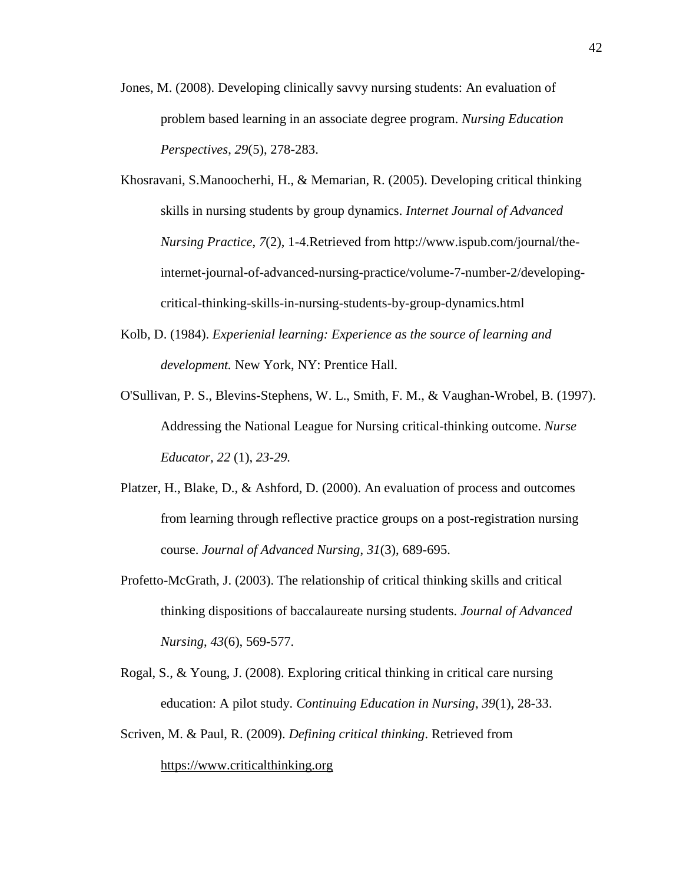Jones, M. (2008). Developing clinically savvy nursing students: An evaluation of problem based learning in an associate degree program. *Nursing Education Perspectives*, *29*(5), 278-283.

Khosravani, S.Manoocherhi, H., & Memarian, R. (2005). Developing critical thinking skills in nursing students by group dynamics. *Internet Journal of Advanced Nursing Practice*, *7*(2), 1-4.Retrieved from http://www.ispub.com/journal/the-internet-journal-of-advanced-nursing-practice/volume-7-number-2/developing-critical-thinking-skills-in-nursing-students-by-group-dynamics.html

Kolb, D. (1984). *Experienial learning: Experience as the source of learning and development.* New York, NY: Prentice Hall.

O'Sullivan, P. S., Blevins-Stephens, W. L., Smith, F. M., & Vaughan-Wrobel, B. (1997). Addressing the National League for Nursing critical-thinking outcome. *Nurse Educator, 22* (1), *23-29.*

Platzer, H., Blake, D., & Ashford, D. (2000). An evaluation of process and outcomes from learning through reflective practice groups on a post-registration nursing course. *Journal of Advanced Nursing*, *31*(3), 689-695.

Profetto-McGrath, J. (2003). The relationship of critical thinking skills and critical thinking dispositions of baccalaureate nursing students. *Journal of Advanced Nursing*, *43*(6), 569-577.

Rogal, S., & Young, J. (2008). Exploring critical thinking in critical care nursing education: A pilot study. *Continuing Education in Nursing*, *39*(1), 28-33.

Scriven, M. & Paul, R. (2009). *Defining critical thinking*. Retrieved from https://www.criticalthinking.org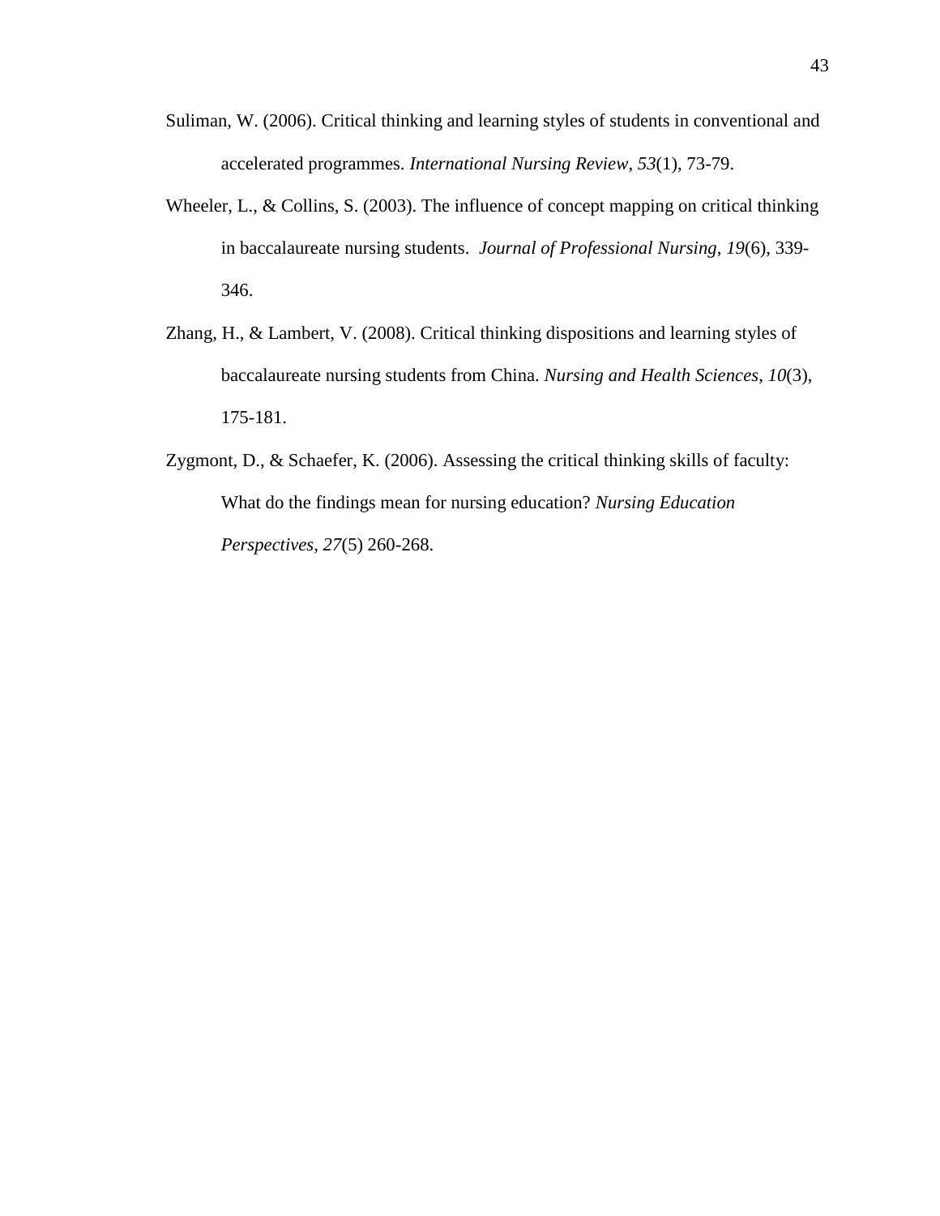Suliman, W. (2006). Critical thinking and learning styles of students in conventional and accelerated programmes. *International Nursing Review*, *53*(1), 73-79.

Wheeler, L., & Collins, S. (2003). The influence of concept mapping on critical thinking in baccalaureate nursing students. *Journal of Professional Nursing*, *19*(6), 339-346.

Zhang, H., & Lambert, V. (2008). Critical thinking dispositions and learning styles of baccalaureate nursing students from China. *Nursing and Health Sciences*, *10*(3), 175-181.

Zygmont, D., & Schaefer, K. (2006). Assessing the critical thinking skills of faculty: What do the findings mean for nursing education? *Nursing Education Perspectives*, *27*(5) 260-268.